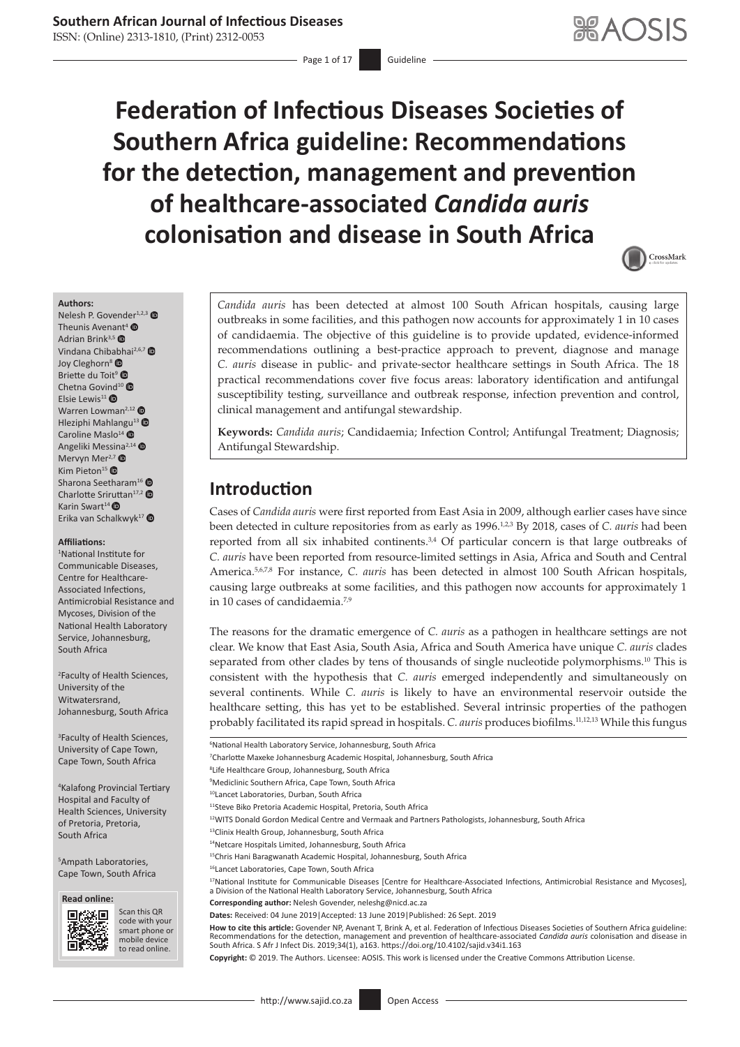# Federation of Infectious Diseases Societies of Southern Africa guideline: Recommendations for the detection, management and prevention of healthcare-associated *Candida auris* colonisation and disease in South Africa

**Authors:**
Nelesh P. Govender[1,2,3]
Theunis Avenant[4]
Adrian Brink[3,5]
Vindana Chibabhai[2,6,7]
Joy Cleghorn[8]
Briette du Toit[9]
Chetna Govind[10]
Elsie Lewis[11]
Warren Lowman[2,12]
Hleziphi Mahlangu[13]
Caroline Maslo[14]
Angeliki Messina[2,14]
Mervyn Mer[2,7]
Kim Pieton[15]
Sharona Seetharam[16]
Charlotte Sriruttan[17,2]
Karin Swart[14]
Erika van Schalkwyk[17]

**Affiliations:**
[1]National Institute for Communicable Diseases, Centre for Healthcare-Associated Infections, Antimicrobial Resistance and Mycoses, Division of the National Health Laboratory Service, Johannesburg, South Africa

[2]Faculty of Health Sciences, University of the Witwatersrand, Johannesburg, South Africa

[3]Faculty of Health Sciences, University of Cape Town, Cape Town, South Africa

[4]Kalafong Provincial Tertiary Hospital and Faculty of Health Sciences, University of Pretoria, Pretoria, South Africa

[5]Ampath Laboratories, Cape Town, South Africa

[6]National Health Laboratory Service, Johannesburg, South Africa

[7]Charlotte Maxeke Johannesburg Academic Hospital, Johannesburg, South Africa

[8]Life Healthcare Group, Johannesburg, South Africa

[9]Mediclinic Southern Africa, Cape Town, South Africa

[10]Lancet Laboratories, Durban, South Africa

[11]Steve Biko Pretoria Academic Hospital, Pretoria, South Africa

[12]WITS Donald Gordon Medical Centre and Vermaak and Partners Pathologists, Johannesburg, South Africa

[13]Clinix Health Group, Johannesburg, South Africa

[14]Netcare Hospitals Limited, Johannesburg, South Africa

[15]Chris Hani Baragwanath Academic Hospital, Johannesburg, South Africa

[16]Lancet Laboratories, Cape Town, South Africa

[17]National Institute for Communicable Diseases [Centre for Healthcare-Associated Infections, Antimicrobial Resistance and Mycoses], a Division of the National Health Laboratory Service, Johannesburg, South Africa

**Corresponding author:** Nelesh Govender, neleshg@nicd.ac.za

**Dates:** Received: 04 June 2019 | Accepted: 13 June 2019 | Published: 26 Sept. 2019

**How to cite this article:** Govender NP, Avenant T, Brink A, et al. Federation of Infectious Diseases Societies of Southern Africa guideline: Recommendations for the detection, management and prevention of healthcare-associated *Candida auris* colonisation and disease in South Africa. S Afr J Infect Dis. 2019;34(1), a163. https://doi.org/10.4102/sajid.v34i1.163

**Copyright:** © 2019. The Authors. Licensee: AOSIS. This work is licensed under the Creative Commons Attribution License.

*Candida auris* has been detected at almost 100 South African hospitals, causing large outbreaks in some facilities, and this pathogen now accounts for approximately 1 in 10 cases of candidaemia. The objective of this guideline is to provide updated, evidence-informed recommendations outlining a best-practice approach to prevent, diagnose and manage *C. auris* disease in public- and private-sector healthcare settings in South Africa. The 18 practical recommendations cover five focus areas: laboratory identification and antifungal susceptibility testing, surveillance and outbreak response, infection prevention and control, clinical management and antifungal stewardship.

**Keywords:** *Candida auris*; Candidaemia; Infection Control; Antifungal Treatment; Diagnosis; Antifungal Stewardship.

## Introduction

Cases of *Candida auris* were first reported from East Asia in 2009, although earlier cases have since been detected in culture repositories from as early as 1996.[1,2,3] By 2018, cases of *C. auris* had been reported from all six inhabited continents.[3,4] Of particular concern is that large outbreaks of *C. auris* have been reported from resource-limited settings in Asia, Africa and South and Central America.[5,6,7,8] For instance, *C. auris* has been detected in almost 100 South African hospitals, causing large outbreaks at some facilities, and this pathogen now accounts for approximately 1 in 10 cases of candidaemia.[7,9]

The reasons for the dramatic emergence of *C. auris* as a pathogen in healthcare settings are not clear. We know that East Asia, South Asia, Africa and South America have unique *C. auris* clades separated from other clades by tens of thousands of single nucleotide polymorphisms.[10] This is consistent with the hypothesis that *C. auris* emerged independently and simultaneously on several continents. While *C. auris* is likely to have an environmental reservoir outside the healthcare setting, this has yet to be established. Several intrinsic properties of the pathogen probably facilitated its rapid spread in hospitals. *C. auris* produces biofilms.[11,12,13] While this fungus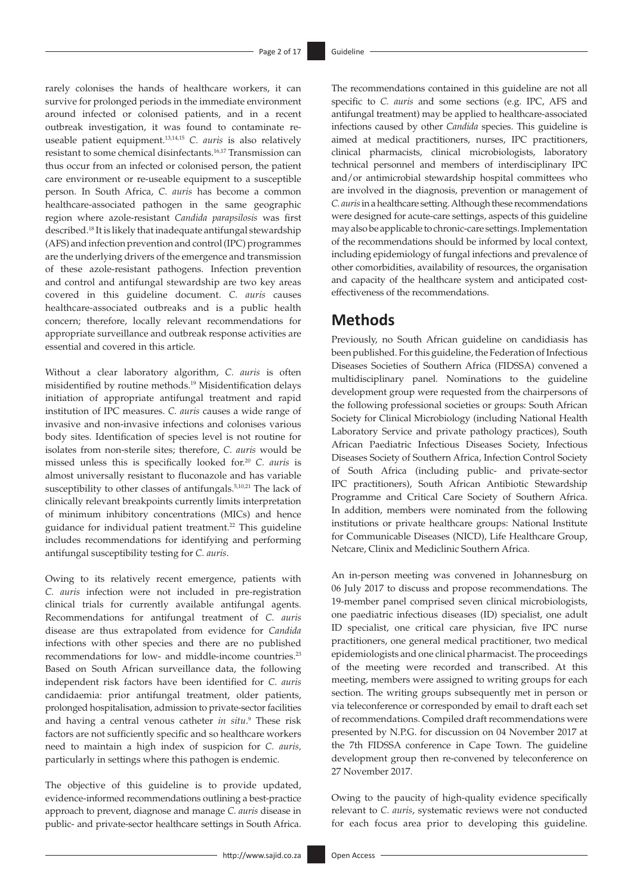rarely colonises the hands of healthcare workers, it can survive for prolonged periods in the immediate environment around infected or colonised patients, and in a recent outbreak investigation, it was found to contaminate re-useable patient equipment.[13,14,15] *C. auris* is also relatively resistant to some chemical disinfectants.[16,17] Transmission can thus occur from an infected or colonised person, the patient care environment or re-useable equipment to a susceptible person. In South Africa, *C. auris* has become a common healthcare-associated pathogen in the same geographic region where azole-resistant *Candida parapsilosis* was first described.[18] It is likely that inadequate antifungal stewardship (AFS) and infection prevention and control (IPC) programmes are the underlying drivers of the emergence and transmission of these azole-resistant pathogens. Infection prevention and control and antifungal stewardship are two key areas covered in this guideline document. *C. auris* causes healthcare-associated outbreaks and is a public health concern; therefore, locally relevant recommendations for appropriate surveillance and outbreak response activities are essential and covered in this article.

Without a clear laboratory algorithm, *C. auris* is often misidentified by routine methods.[19] Misidentification delays initiation of appropriate antifungal treatment and rapid institution of IPC measures. *C. auris* causes a wide range of invasive and non-invasive infections and colonises various body sites. Identification of species level is not routine for isolates from non-sterile sites; therefore, *C. auris* would be missed unless this is specifically looked for.[20] *C. auris* is almost universally resistant to fluconazole and has variable susceptibility to other classes of antifungals.[5,10,21] The lack of clinically relevant breakpoints currently limits interpretation of minimum inhibitory concentrations (MICs) and hence guidance for individual patient treatment.[22] This guideline includes recommendations for identifying and performing antifungal susceptibility testing for *C. auris*.

Owing to its relatively recent emergence, patients with *C. auris* infection were not included in pre-registration clinical trials for currently available antifungal agents. Recommendations for antifungal treatment of *C. auris* disease are thus extrapolated from evidence for *Candida* infections with other species and there are no published recommendations for low- and middle-income countries.[23] Based on South African surveillance data, the following independent risk factors have been identified for *C. auris* candidaemia: prior antifungal treatment, older patients, prolonged hospitalisation, admission to private-sector facilities and having a central venous catheter *in situ*.[9] These risk factors are not sufficiently specific and so healthcare workers need to maintain a high index of suspicion for *C. auris*, particularly in settings where this pathogen is endemic.

The objective of this guideline is to provide updated, evidence-informed recommendations outlining a best-practice approach to prevent, diagnose and manage *C. auris* disease in public- and private-sector healthcare settings in South Africa.

The recommendations contained in this guideline are not all specific to *C. auris* and some sections (e.g. IPC, AFS and antifungal treatment) may be applied to healthcare-associated infections caused by other *Candida* species. This guideline is aimed at medical practitioners, nurses, IPC practitioners, clinical pharmacists, clinical microbiologists, laboratory technical personnel and members of interdisciplinary IPC and/or antimicrobial stewardship hospital committees who are involved in the diagnosis, prevention or management of *C. auris* in a healthcare setting. Although these recommendations were designed for acute-care settings, aspects of this guideline may also be applicable to chronic-care settings. Implementation of the recommendations should be informed by local context, including epidemiology of fungal infections and prevalence of other comorbidities, availability of resources, the organisation and capacity of the healthcare system and anticipated cost-effectiveness of the recommendations.

## Methods

Previously, no South African guideline on candidiasis has been published. For this guideline, the Federation of Infectious Diseases Societies of Southern Africa (FIDSSA) convened a multidisciplinary panel. Nominations to the guideline development group were requested from the chairpersons of the following professional societies or groups: South African Society for Clinical Microbiology (including National Health Laboratory Service and private pathology practices), South African Paediatric Infectious Diseases Society, Infectious Diseases Society of Southern Africa, Infection Control Society of South Africa (including public- and private-sector IPC practitioners), South African Antibiotic Stewardship Programme and Critical Care Society of Southern Africa. In addition, members were nominated from the following institutions or private healthcare groups: National Institute for Communicable Diseases (NICD), Life Healthcare Group, Netcare, Clinix and Mediclinic Southern Africa.

An in-person meeting was convened in Johannesburg on 06 July 2017 to discuss and propose recommendations. The 19-member panel comprised seven clinical microbiologists, one paediatric infectious diseases (ID) specialist, one adult ID specialist, one critical care physician, five IPC nurse practitioners, one general medical practitioner, two medical epidemiologists and one clinical pharmacist. The proceedings of the meeting were recorded and transcribed. At this meeting, members were assigned to writing groups for each section. The writing groups subsequently met in person or via teleconference or corresponded by email to draft each set of recommendations. Compiled draft recommendations were presented by N.P.G. for discussion on 04 November 2017 at the 7th FIDSSA conference in Cape Town. The guideline development group then re-convened by teleconference on 27 November 2017.

Owing to the paucity of high-quality evidence specifically relevant to *C. auris*, systematic reviews were not conducted for each focus area prior to developing this guideline.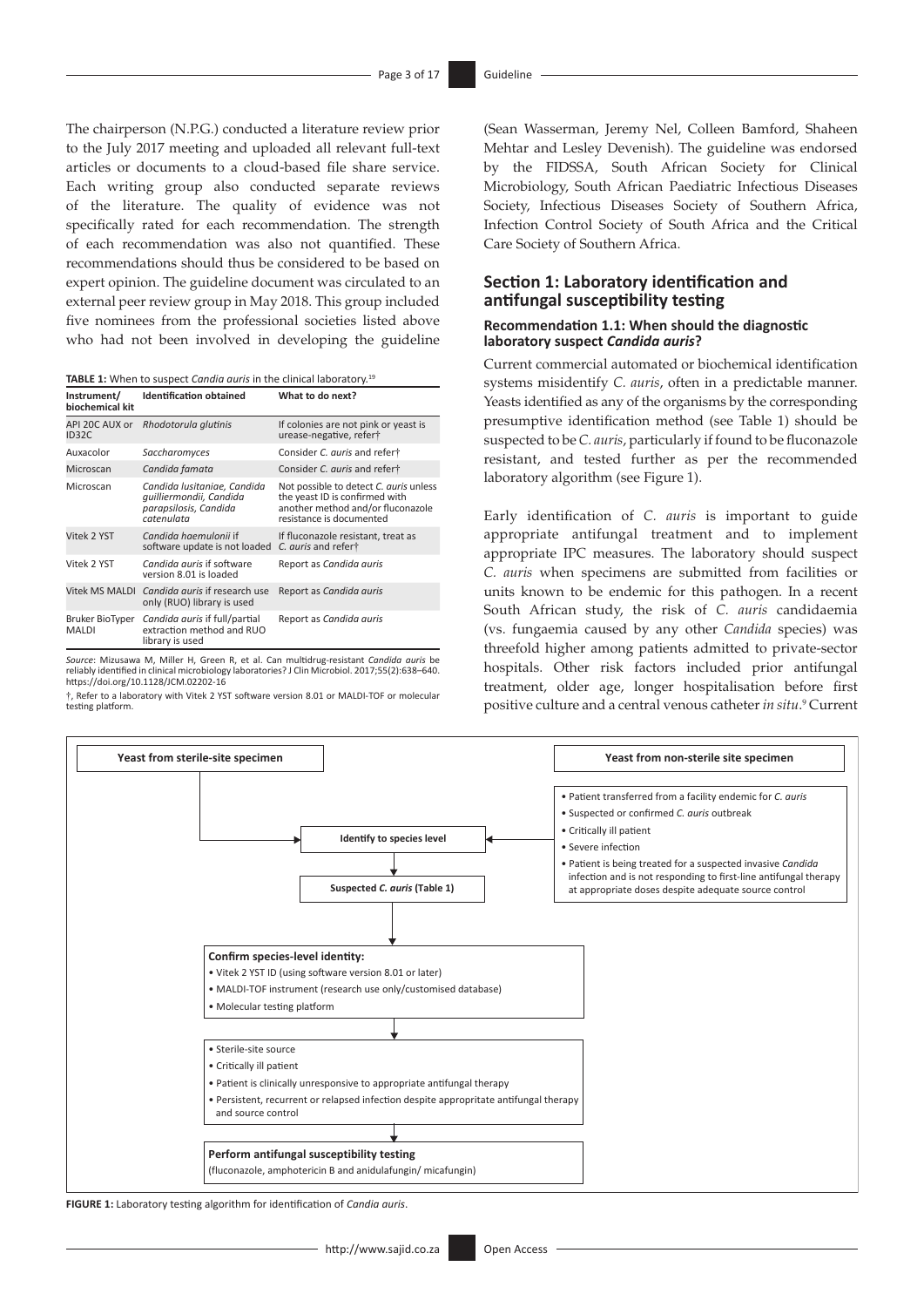The chairperson (N.P.G.) conducted a literature review prior to the July 2017 meeting and uploaded all relevant full-text articles or documents to a cloud-based file share service. Each writing group also conducted separate reviews of the literature. The quality of evidence was not specifically rated for each recommendation. The strength of each recommendation was also not quantified. These recommendations should thus be considered to be based on expert opinion. The guideline document was circulated to an external peer review group in May 2018. This group included five nominees from the professional societies listed above who had not been involved in developing the guideline (Sean Wasserman, Jeremy Nel, Colleen Bamford, Shaheen Mehtar and Lesley Devenish). The guideline was endorsed by the FIDSSA, South African Society for Clinical Microbiology, South African Paediatric Infectious Diseases Society, Infectious Diseases Society of Southern Africa, Infection Control Society of South Africa and the Critical Care Society of Southern Africa.

**TABLE 1:** When to suspect *Candia auris* in the clinical laboratory.[19]

| Instrument/ biochemical kit | Identification obtained | What to do next? |
|---|---|---|
| API 20C AUX or ID32C | *Rhodotorula glutinis* | If colonies are not pink or yeast is urease-negative, refer† |
| Auxacolor | *Saccharomyces* | Consider *C. auris* and refer† |
| Microscan | *Candida famata* | Consider *C. auris* and refer† |
| Microscan | *Candida lusitaniae, Candida guilliermondii, Candida parapsilosis, Candida catenulata* | Not possible to detect *C. auris* unless the yeast ID is confirmed with another method and/or fluconazole resistance is documented |
| Vitek 2 YST | *Candida haemulonii* if software update is not loaded | If fluconazole resistant, treat as *C. auris* and refer† |
| Vitek 2 YST | *Candida auris* if software version 8.01 is loaded | Report as *Candida auris* |
| Vitek MS MALDI | *Candida auris* if research use only (RUO) library is used | Report as *Candida auris* |
| Bruker BioTyper MALDI | *Candida auris* if full/partial extraction method and RUO library is used | Report as *Candida auris* |

*Source*: Mizusawa M, Miller H, Green R, et al. Can multidrug-resistant *Candida auris* be reliably identified in clinical microbiology laboratories? J Clin Microbiol. 2017;55(2):638–640. https://doi.org/10.1128/JCM.02202-16

†, Refer to a laboratory with Vitek 2 YST software version 8.01 or MALDI-TOF or molecular testing platform.

## Section 1: Laboratory identification and antifungal susceptibility testing

### Recommendation 1.1: When should the diagnostic laboratory suspect *Candida auris*?

Current commercial automated or biochemical identification systems misidentify *C. auris*, often in a predictable manner. Yeasts identified as any of the organisms by the corresponding presumptive identification method (see Table 1) should be suspected to be *C. auris*, particularly if found to be fluconazole resistant, and tested further as per the recommended laboratory algorithm (see Figure 1).

Early identification of *C. auris* is important to guide appropriate antifungal treatment and to implement appropriate IPC measures. The laboratory should suspect *C. auris* when specimens are submitted from facilities or units known to be endemic for this pathogen. In a recent South African study, the risk of *C. auris* candidaemia (vs. fungaemia caused by any other *Candida* species) was threefold higher among patients admitted to private-sector hospitals. Other risk factors included prior antifungal treatment, older age, longer hospitalisation before first positive culture and a central venous catheter *in situ*.[9] Current

**Yeast from sterile-site specimen** → **Identify to species level**

**Yeast from non-sterile site specimen** → **Identify to species level**, if:
- Patient transferred from a facility endemic for *C. auris*
- Suspected or confirmed *C. auris* outbreak
- Critically ill patient
- Severe infection
- Patient is being treated for a suspected invasive *Candida* infection and is not responding to first-line antifungal therapy at appropriate doses despite adequate source control

**Identify to species level** → **Suspected *C. auris* (Table 1)**

↓

**Confirm species-level identity:**
- Vitek 2 YST ID (using software version 8.01 or later)
- MALDI-TOF instrument (research use only/customised database)
- Molecular testing platform

↓

- Sterile-site source
- Critically ill patient
- Patient is clinically unresponsive to appropriate antifungal therapy
- Persistent, recurrent or relapsed infection despite approprite antifungal therapy and source control

↓

**Perform antifungal susceptibility testing**
(fluconazole, amphotericin B and anidulafungin/ micafungin)

**FIGURE 1:** Laboratory testing algorithm for identification of *Candia auris*.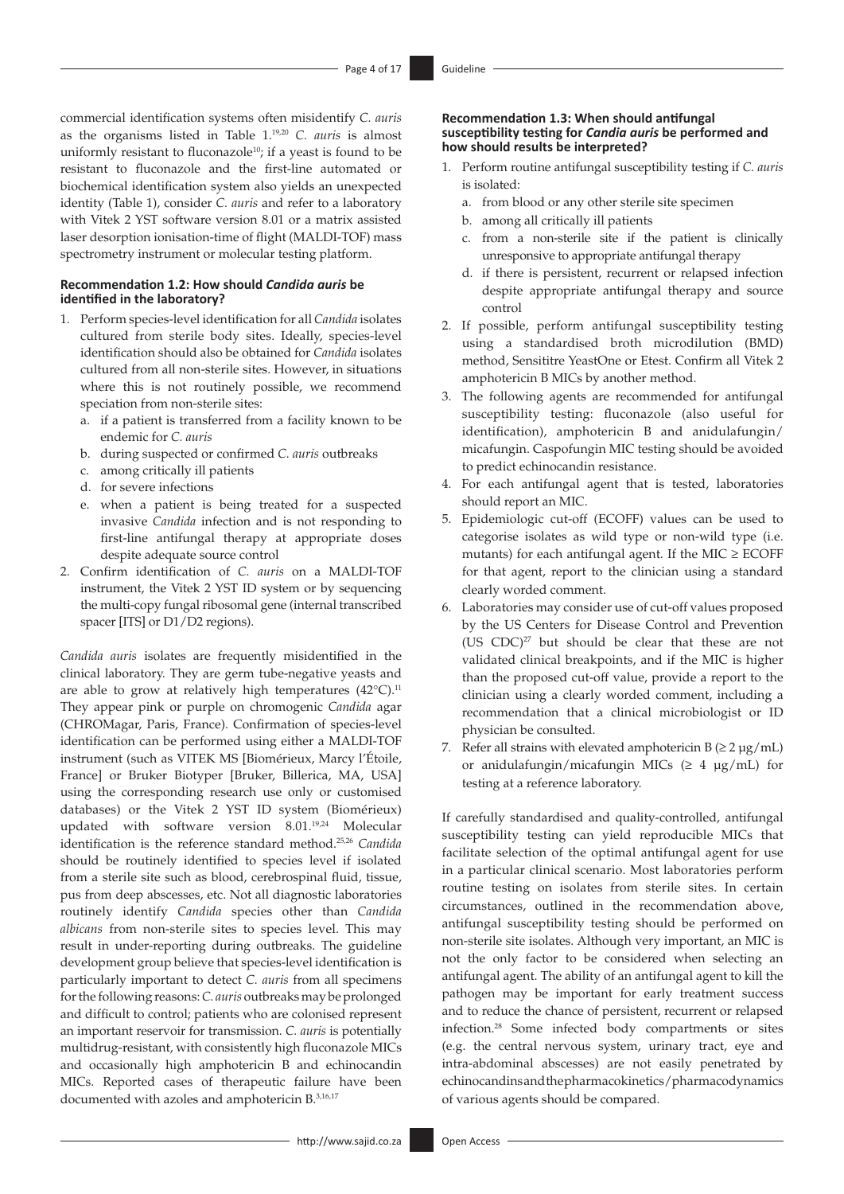commercial identification systems often misidentify *C. auris* as the organisms listed in Table 1.[19,20] *C. auris* is almost uniformly resistant to fluconazole[10]; if a yeast is found to be resistant to fluconazole and the first-line automated or biochemical identification system also yields an unexpected identity (Table 1), consider *C. auris* and refer to a laboratory with Vitek 2 YST software version 8.01 or a matrix assisted laser desorption ionisation-time of flight (MALDI-TOF) mass spectrometry instrument or molecular testing platform.

#### Recommendation 1.2: How should *Candida auris* be identified in the laboratory?

1. Perform species-level identification for all *Candida* isolates cultured from sterile body sites. Ideally, species-level identification should also be obtained for *Candida* isolates cultured from all non-sterile sites. However, in situations where this is not routinely possible, we recommend speciation from non-sterile sites:
   a. if a patient is transferred from a facility known to be endemic for *C. auris*
   b. during suspected or confirmed *C. auris* outbreaks
   c. among critically ill patients
   d. for severe infections
   e. when a patient is being treated for a suspected invasive *Candida* infection and is not responding to first-line antifungal therapy at appropriate doses despite adequate source control
2. Confirm identification of *C. auris* on a MALDI-TOF instrument, the Vitek 2 YST ID system or by sequencing the multi-copy fungal ribosomal gene (internal transcribed spacer [ITS] or D1/D2 regions).

*Candida auris* isolates are frequently misidentified in the clinical laboratory. They are germ tube-negative yeasts and are able to grow at relatively high temperatures (42°C).[11] They appear pink or purple on chromogenic *Candida* agar (CHROMagar, Paris, France). Confirmation of species-level identification can be performed using either a MALDI-TOF instrument (such as VITEK MS [Biomérieux, Marcy l'Étoile, France] or Bruker Biotyper [Bruker, Billerica, MA, USA] using the corresponding research use only or customised databases) or the Vitek 2 YST ID system (Biomérieux) updated with software version 8.01.[19,24] Molecular identification is the reference standard method.[25,26] *Candida* should be routinely identified to species level if isolated from a sterile site such as blood, cerebrospinal fluid, tissue, pus from deep abscesses, etc. Not all diagnostic laboratories routinely identify *Candida* species other than *Candida albicans* from non-sterile sites to species level. This may result in under-reporting during outbreaks. The guideline development group believe that species-level identification is particularly important to detect *C. auris* from all specimens for the following reasons: *C. auris* outbreaks may be prolonged and difficult to control; patients who are colonised represent an important reservoir for transmission. *C. auris* is potentially multidrug-resistant, with consistently high fluconazole MICs and occasionally high amphotericin B and echinocandin MICs. Reported cases of therapeutic failure have been documented with azoles and amphotericin B.[3,16,17]

#### Recommendation 1.3: When should antifungal susceptibility testing for *Candia auris* be performed and how should results be interpreted?

1. Perform routine antifungal susceptibility testing if *C. auris* is isolated:
   a. from blood or any other sterile site specimen
   b. among all critically ill patients
   c. from a non-sterile site if the patient is clinically unresponsive to appropriate antifungal therapy
   d. if there is persistent, recurrent or relapsed infection despite appropriate antifungal therapy and source control
2. If possible, perform antifungal susceptibility testing using a standardised broth microdilution (BMD) method, Sensititre YeastOne or Etest. Confirm all Vitek 2 amphotericin B MICs by another method.
3. The following agents are recommended for antifungal susceptibility testing: fluconazole (also useful for identification), amphotericin B and anidulafungin/micafungin. Caspofungin MIC testing should be avoided to predict echinocandin resistance.
4. For each antifungal agent that is tested, laboratories should report an MIC.
5. Epidemiologic cut-off (ECOFF) values can be used to categorise isolates as wild type or non-wild type (i.e. mutants) for each antifungal agent. If the MIC ≥ ECOFF for that agent, report to the clinician using a standard clearly worded comment.
6. Laboratories may consider use of cut-off values proposed by the US Centers for Disease Control and Prevention (US CDC)[27] but should be clear that these are not validated clinical breakpoints, and if the MIC is higher than the proposed cut-off value, provide a report to the clinician using a clearly worded comment, including a recommendation that a clinical microbiologist or ID physician be consulted.
7. Refer all strains with elevated amphotericin B (≥ 2 µg/mL) or anidulafungin/micafungin MICs (≥ 4 µg/mL) for testing at a reference laboratory.

If carefully standardised and quality-controlled, antifungal susceptibility testing can yield reproducible MICs that facilitate selection of the optimal antifungal agent for use in a particular clinical scenario. Most laboratories perform routine testing on isolates from sterile sites. In certain circumstances, outlined in the recommendation above, antifungal susceptibility testing should be performed on non-sterile site isolates. Although very important, an MIC is not the only factor to be considered when selecting an antifungal agent. The ability of an antifungal agent to kill the pathogen may be important for early treatment success and to reduce the chance of persistent, recurrent or relapsed infection.[28] Some infected body compartments or sites (e.g. the central nervous system, urinary tract, eye and intra-abdominal abscesses) are not easily penetrated by echinocandins and the pharmacokinetics/pharmacodynamics of various agents should be compared.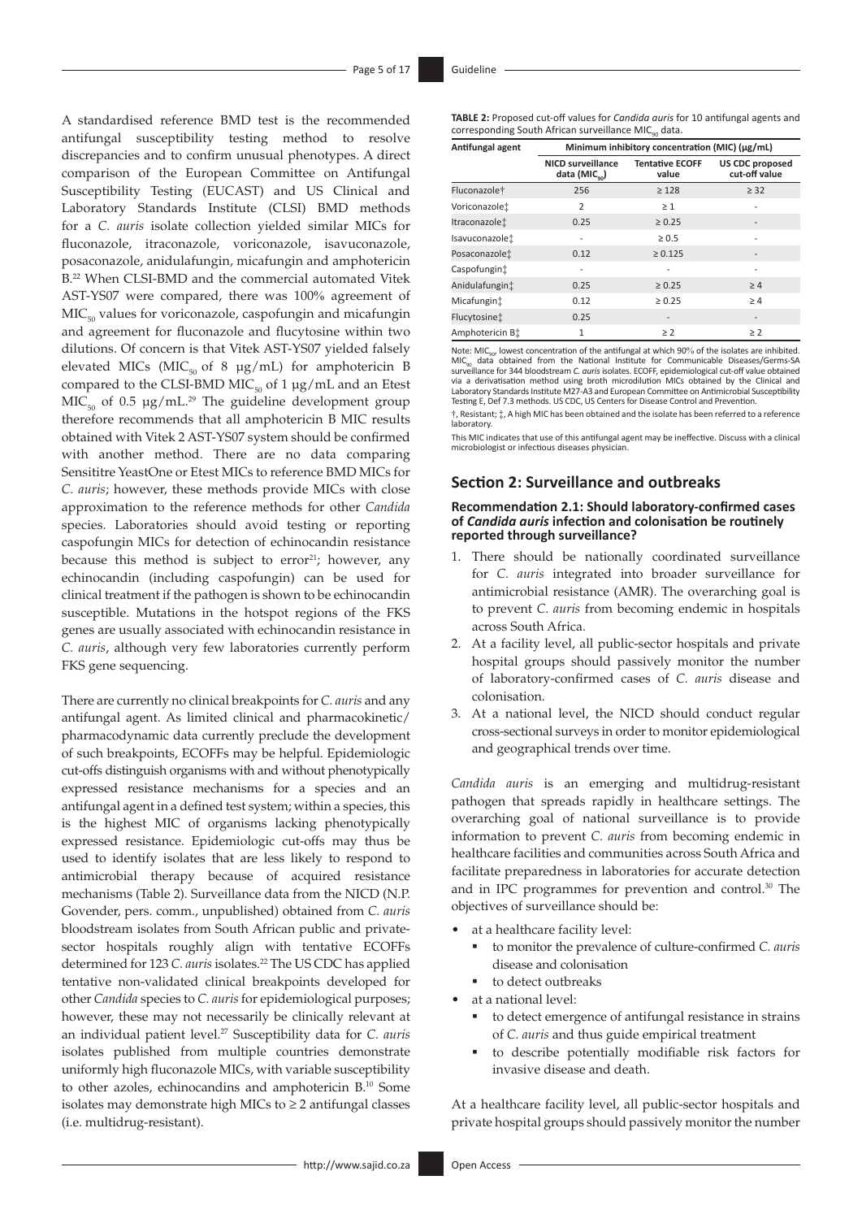A standardised reference BMD test is the recommended antifungal susceptibility testing method to resolve discrepancies and to confirm unusual phenotypes. A direct comparison of the European Committee on Antifungal Susceptibility Testing (EUCAST) and US Clinical and Laboratory Standards Institute (CLSI) BMD methods for a *C. auris* isolate collection yielded similar MICs for fluconazole, itraconazole, voriconazole, isavuconazole, posaconazole, anidulafungin, micafungin and amphotericin B.[22] When CLSI-BMD and the commercial automated Vitek AST-YS07 were compared, there was 100% agreement of $MIC_{50}$ values for voriconazole, caspofungin and micafungin and agreement for fluconazole and flucytosine within two dilutions. Of concern is that Vitek AST-YS07 yielded falsely elevated MICs ($MIC_{50}$ of 8 µg/mL) for amphotericin B compared to the CLSI-BMD $MIC_{50}$ of 1 µg/mL and an Etest $MIC_{50}$ of 0.5 µg/mL.[29] The guideline development group therefore recommends that all amphotericin B MIC results obtained with Vitek 2 AST-YS07 system should be confirmed with another method. There are no data comparing Sensititre YeastOne or Etest MICs to reference BMD MICs for *C. auris*; however, these methods provide MICs with close approximation to the reference methods for other *Candida* species. Laboratories should avoid testing or reporting caspofungin MICs for detection of echinocandin resistance because this method is subject to error[21]; however, any echinocandin (including caspofungin) can be used for clinical treatment if the pathogen is shown to be echinocandin susceptible. Mutations in the hotspot regions of the FKS genes are usually associated with echinocandin resistance in *C. auris*, although very few laboratories currently perform FKS gene sequencing.

There are currently no clinical breakpoints for *C. auris* and any antifungal agent. As limited clinical and pharmacokinetic/pharmacodynamic data currently preclude the development of such breakpoints, ECOFFs may be helpful. Epidemiologic cut-offs distinguish organisms with and without phenotypically expressed resistance mechanisms for a species and an antifungal agent in a defined test system; within a species, this is the highest MIC of organisms lacking phenotypically expressed resistance. Epidemiologic cut-offs may thus be used to identify isolates that are less likely to respond to antimicrobial therapy because of acquired resistance mechanisms (Table 2). Surveillance data from the NICD (N.P. Govender, pers. comm., unpublished) obtained from *C. auris* bloodstream isolates from South African public and private-sector hospitals roughly align with tentative ECOFFs determined for 123 *C. auris* isolates.[22] The US CDC has applied tentative non-validated clinical breakpoints developed for other *Candida* species to *C. auris* for epidemiological purposes; however, these may not necessarily be clinically relevant at an individual patient level.[27] Susceptibility data for *C. auris* isolates published from multiple countries demonstrate uniformly high fluconazole MICs, with variable susceptibility to other azoles, echinocandins and amphotericin B.[10] Some isolates may demonstrate high MICs to ≥ 2 antifungal classes (i.e. multidrug-resistant).

**TABLE 2:** Proposed cut-off values for *Candida auris* for 10 antifungal agents and corresponding South African surveillance $MIC_{90}$ data.

| Antifungal agent | Minimum inhibitory concentration (MIC) (µg/mL) | | |
|---|---|---|---|
| | NICD surveillance data ($MIC_{90}$) | Tentative ECOFF value | US CDC proposed cut-off value |
| Fluconazole† | 256 | ≥ 128 | ≥ 32 |
| Voriconazole‡ | 2 | ≥ 1 | - |
| Itraconazole‡ | 0.25 | ≥ 0.25 | - |
| Isavuconazole‡ | - | ≥ 0.5 | - |
| Posaconazole‡ | 0.12 | ≥ 0.125 | - |
| Caspofungin‡ | - | - | - |
| Anidulafungin‡ | 0.25 | ≥ 0.25 | ≥ 4 |
| Micafungin‡ | 0.12 | ≥ 0.25 | ≥ 4 |
| Flucytosine‡ | 0.25 | - | - |
| Amphotericin B‡ | 1 | ≥ 2 | ≥ 2 |

Note: $MIC_{90}$, lowest concentration of the antifungal at which 90% of the isolates are inhibited. $MIC_{90}$ data obtained from the National Institute for Communicable Diseases/Germs-SA surveillance for 344 bloodstream *C. auris* isolates. ECOFF, epidemiological cut-off value obtained via a derivatisation method using broth microdilution MICs obtained by the Clinical and Laboratory Standards Institute M27-A3 and European Committee on Antimicrobial Susceptibility Testing E, Def 7.3 methods. US CDC, US Centers for Disease Control and Prevention.

†, Resistant; ‡, A high MIC has been obtained and the isolate has been referred to a reference laboratory.

This MIC indicates that use of this antifungal agent may be ineffective. Discuss with a clinical microbiologist or infectious diseases physician.

## Section 2: Surveillance and outbreaks

### Recommendation 2.1: Should laboratory-confirmed cases of *Candida auris* infection and colonisation be routinely reported through surveillance?

1. There should be nationally coordinated surveillance for *C. auris* integrated into broader surveillance for antimicrobial resistance (AMR). The overarching goal is to prevent *C. auris* from becoming endemic in hospitals across South Africa.
2. At a facility level, all public-sector hospitals and private hospital groups should passively monitor the number of laboratory-confirmed cases of *C. auris* disease and colonisation.
3. At a national level, the NICD should conduct regular cross-sectional surveys in order to monitor epidemiological and geographical trends over time.

*Candida auris* is an emerging and multidrug-resistant pathogen that spreads rapidly in healthcare settings. The overarching goal of national surveillance is to provide information to prevent *C. auris* from becoming endemic in healthcare facilities and communities across South Africa and facilitate preparedness in laboratories for accurate detection and in IPC programmes for prevention and control.[30] The objectives of surveillance should be:

- at a healthcare facility level:
  - to monitor the prevalence of culture-confirmed *C. auris* disease and colonisation
  - to detect outbreaks
- at a national level:
  - to detect emergence of antifungal resistance in strains of *C. auris* and thus guide empirical treatment
  - to describe potentially modifiable risk factors for invasive disease and death.

At a healthcare facility level, all public-sector hospitals and private hospital groups should passively monitor the number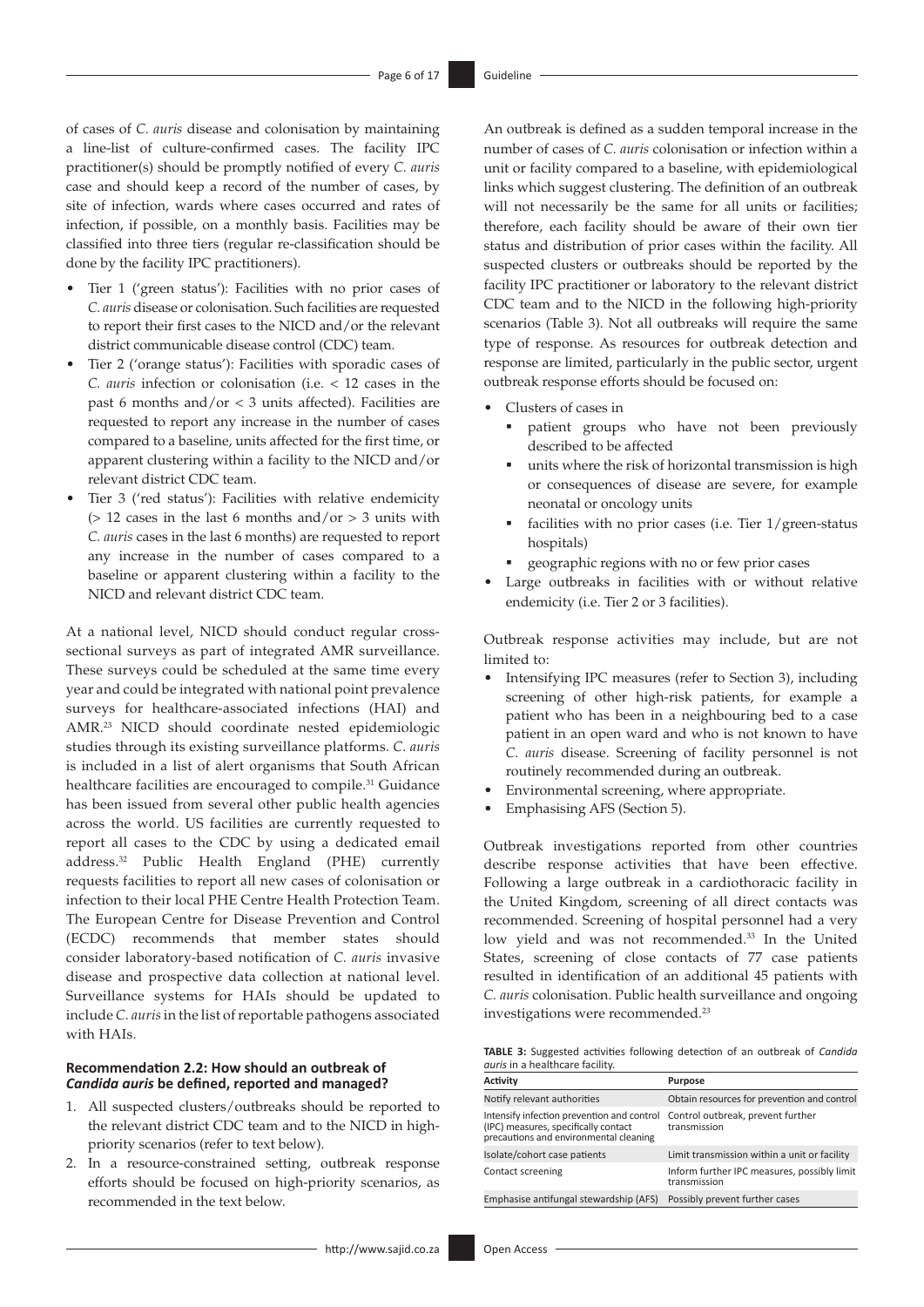of cases of *C. auris* disease and colonisation by maintaining a line-list of culture-confirmed cases. The facility IPC practitioner(s) should be promptly notified of every *C. auris* case and should keep a record of the number of cases, by site of infection, wards where cases occurred and rates of infection, if possible, on a monthly basis. Facilities may be classified into three tiers (regular re-classification should be done by the facility IPC practitioners).

- Tier 1 ('green status'): Facilities with no prior cases of *C. auris* disease or colonisation. Such facilities are requested to report their first cases to the NICD and/or the relevant district communicable disease control (CDC) team.
- Tier 2 ('orange status'): Facilities with sporadic cases of *C. auris* infection or colonisation (i.e. < 12 cases in the past 6 months and/or < 3 units affected). Facilities are requested to report any increase in the number of cases compared to a baseline, units affected for the first time, or apparent clustering within a facility to the NICD and/or relevant district CDC team.
- Tier 3 ('red status'): Facilities with relative endemicity (> 12 cases in the last 6 months and/or > 3 units with *C. auris* cases in the last 6 months) are requested to report any increase in the number of cases compared to a baseline or apparent clustering within a facility to the NICD and relevant district CDC team.

At a national level, NICD should conduct regular cross-sectional surveys as part of integrated AMR surveillance. These surveys could be scheduled at the same time every year and could be integrated with national point prevalence surveys for healthcare-associated infections (HAI) and AMR.[23] NICD should coordinate nested epidemiologic studies through its existing surveillance platforms. *C. auris* is included in a list of alert organisms that South African healthcare facilities are encouraged to compile.[31] Guidance has been issued from several other public health agencies across the world. US facilities are currently requested to report all cases to the CDC by using a dedicated email address.[32] Public Health England (PHE) currently requests facilities to report all new cases of colonisation or infection to their local PHE Centre Health Protection Team. The European Centre for Disease Prevention and Control (ECDC) recommends that member states should consider laboratory-based notification of *C. auris* invasive disease and prospective data collection at national level. Surveillance systems for HAIs should be updated to include *C. auris* in the list of reportable pathogens associated with HAIs.

#### Recommendation 2.2: How should an outbreak of *Candida auris* be defined, reported and managed?

1. All suspected clusters/outbreaks should be reported to the relevant district CDC team and to the NICD in high-priority scenarios (refer to text below).
2. In a resource-constrained setting, outbreak response efforts should be focused on high-priority scenarios, as recommended in the text below.

An outbreak is defined as a sudden temporal increase in the number of cases of *C. auris* colonisation or infection within a unit or facility compared to a baseline, with epidemiological links which suggest clustering. The definition of an outbreak will not necessarily be the same for all units or facilities; therefore, each facility should be aware of their own tier status and distribution of prior cases within the facility. All suspected clusters or outbreaks should be reported by the facility IPC practitioner or laboratory to the relevant district CDC team and to the NICD in the following high-priority scenarios (Table 3). Not all outbreaks will require the same type of response. As resources for outbreak detection and response are limited, particularly in the public sector, urgent outbreak response efforts should be focused on:

- Clusters of cases in
  - patient groups who have not been previously described to be affected
  - units where the risk of horizontal transmission is high or consequences of disease are severe, for example neonatal or oncology units
  - facilities with no prior cases (i.e. Tier 1/green-status hospitals)
  - geographic regions with no or few prior cases
- Large outbreaks in facilities with or without relative endemicity (i.e. Tier 2 or 3 facilities).

Outbreak response activities may include, but are not limited to:

- Intensifying IPC measures (refer to Section 3), including screening of other high-risk patients, for example a patient who has been in a neighbouring bed to a case patient in an open ward and who is not known to have *C. auris* disease. Screening of facility personnel is not routinely recommended during an outbreak.
- Environmental screening, where appropriate.
- Emphasising AFS (Section 5).

Outbreak investigations reported from other countries describe response activities that have been effective. Following a large outbreak in a cardiothoracic facility in the United Kingdom, screening of all direct contacts was recommended. Screening of hospital personnel had a very low yield and was not recommended.[33] In the United States, screening of close contacts of 77 case patients resulted in identification of an additional 45 patients with *C. auris* colonisation. Public health surveillance and ongoing investigations were recommended.[23]

**TABLE 3:** Suggested activities following detection of an outbreak of *Candida auris* in a healthcare facility.

| Activity | Purpose |
|---|---|
| Notify relevant authorities | Obtain resources for prevention and control |
| Intensify infection prevention and control (IPC) measures, specifically contact precautions and environmental cleaning | Control outbreak, prevent further transmission |
| Isolate/cohort case patients | Limit transmission within a unit or facility |
| Contact screening | Inform further IPC measures, possibly limit transmission |
| Emphasise antifungal stewardship (AFS) | Possibly prevent further cases |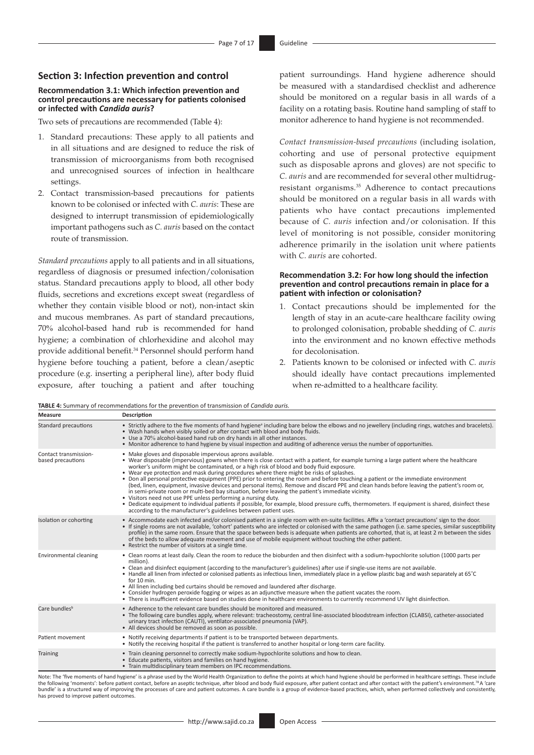## Section 3: Infection prevention and control

### Recommendation 3.1: Which infection prevention and control precautions are necessary for patients colonised or infected with *Candida auris*?

Two sets of precautions are recommended (Table 4):

1. Standard precautions: These apply to all patients and in all situations and are designed to reduce the risk of transmission of microorganisms from both recognised and unrecognised sources of infection in healthcare settings.
2. Contact transmission-based precautions for patients known to be colonised or infected with *C. auris*: These are designed to interrupt transmission of epidemiologically important pathogens such as *C. auris* based on the contact route of transmission.

*Standard precautions* apply to all patients and in all situations, regardless of diagnosis or presumed infection/colonisation status. Standard precautions apply to blood, all other body fluids, secretions and excretions except sweat (regardless of whether they contain visible blood or not), non-intact skin and mucous membranes. As part of standard precautions, 70% alcohol-based hand rub is recommended for hand hygiene; a combination of chlorhexidine and alcohol may provide additional benefit.[34] Personnel should perform hand hygiene before touching a patient, before a clean/aseptic procedure (e.g. inserting a peripheral line), after body fluid exposure, after touching a patient and after touching patient surroundings. Hand hygiene adherence should be measured with a standardised checklist and adherence should be monitored on a regular basis in all wards of a facility on a rotating basis. Routine hand sampling of staff to monitor adherence to hand hygiene is not recommended.

*Contact transmission-based precautions* (including isolation, cohorting and use of personal protective equipment such as disposable aprons and gloves) are not specific to *C. auris* and are recommended for several other multidrug-resistant organisms.[35] Adherence to contact precautions should be monitored on a regular basis in all wards with patients who have contact precautions implemented because of *C. auris* infection and/or colonisation. If this level of monitoring is not possible, consider monitoring adherence primarily in the isolation unit where patients with *C. auris* are cohorted.

### Recommendation 3.2: For how long should the infection prevention and control precautions remain in place for a patient with infection or colonisation?

1. Contact precautions should be implemented for the length of stay in an acute-care healthcare facility owing to prolonged colonisation, probable shedding of *C. auris* into the environment and no known effective methods for decolonisation.
2. Patients known to be colonised or infected with *C. auris* should ideally have contact precautions implemented when re-admitted to a healthcare facility.

**TABLE 4:** Summary of recommendations for the prevention of transmission of *Candida auris*.

| Measure | Description |
|---|---|
| Standard precautions | • Strictly adhere to the five moments of hand hygiene[a] including bare below the elbows and no jewellery (including rings, watches and bracelets).<br>• Wash hands when visibly soiled or after contact with blood and body fluids.<br>• Use a 70% alcohol-based hand rub on dry hands in all other instances.<br>• Monitor adherence to hand hygiene by visual inspection and auditing of adherence versus the number of opportunities. |
| Contact transmission-based precautions | • Make gloves and disposable impervious aprons available.<br>• Wear disposable (impervious) gowns when there is close contact with a patient, for example turning a large patient where the healthcare worker's uniform might be contaminated, or a high risk of blood and body fluid exposure.<br>• Wear eye protection and mask during procedures where there might be risks of splashes.<br>• Don all personal protective equipment (PPE) prior to entering the room and before touching a patient or the immediate environment (bed, linen, equipment, invasive devices and personal items). Remove and discard PPE and clean hands before leaving the patient's room or, in semi-private room or multi-bed bay situation, before leaving the patient's immediate vicinity.<br>• Visitors need not use PPE unless performing a nursing duty.<br>• Dedicate equipment to individual patients if possible, for example, blood pressure cuffs, thermometers. If equipment is shared, disinfect these according to the manufacturer's guidelines between patient uses. |
| Isolation or cohorting | • Accommodate each infected and/or colonised patient in a single room with en-suite facilities. Affix a 'contact precautions' sign to the door.<br>• If single rooms are not available, 'cohort' patients who are infected or colonised with the same pathogen (i.e. same species, similar susceptibility profile) in the same room. Ensure that the space between beds is adequate when patients are cohorted, that is, at least 2 m between the sides of the beds to allow adequate movement and use of mobile equipment without touching the other patient.<br>• Restrict the number of visitors at a single time. |
| Environmental cleaning | • Clean rooms at least daily. Clean the room to reduce the bioburden and then disinfect with a sodium-hypochlorite solution (1000 parts per million).<br>• Clean and disinfect equipment (according to the manufacturer's guidelines) after use if single-use items are not available.<br>• Handle all linen from infected or colonised patients as infectious linen, immediately place in a yellow plastic bag and wash separately at 65˚C for 10 min.<br>• All linen including bed curtains should be removed and laundered after discharge.<br>• Consider hydrogen peroxide fogging or wipes as an adjunctive measure when the patient vacates the room.<br>• There is insufficient evidence based on studies done in healthcare environments to currently recommend UV light disinfection. |
| Care bundles[b] | • Adherence to the relevant care bundles should be monitored and measured.<br>• The following care bundles apply, where relevant: tracheostomy, central line-associated bloodstream infection (CLABSI), catheter-associated urinary tract infection (CAUTI), ventilator-associated pneumonia (VAP).<br>• All devices should be removed as soon as possible. |
| Patient movement | • Notify receiving departments if patient is to be transported between departments.<br>• Notify the receiving hospital if the patient is transferred to another hospital or long-term care facility. |
| Training | • Train cleaning personnel to correctly make sodium-hypochlorite solutions and how to clean.<br>• Educate patients, visitors and families on hand hygiene.<br>• Train multidisciplinary team members on IPC recommendations. |

Note: The 'five moments of hand hygiene' is a phrase used by the World Health Organization to define the points at which hand hygiene should be performed in healthcare settings. These include the following 'moments': before patient contact, before an aseptic technique, after blood and body fluid exposure, after patient contact and after contact with the patient's environment.[78] A 'care bundle' is a structured way of improving the processes of care and patient outcomes. A care bundle is a group of evidence-based practices, which, when performed collectively and consistently, has proved to improve patient outcomes.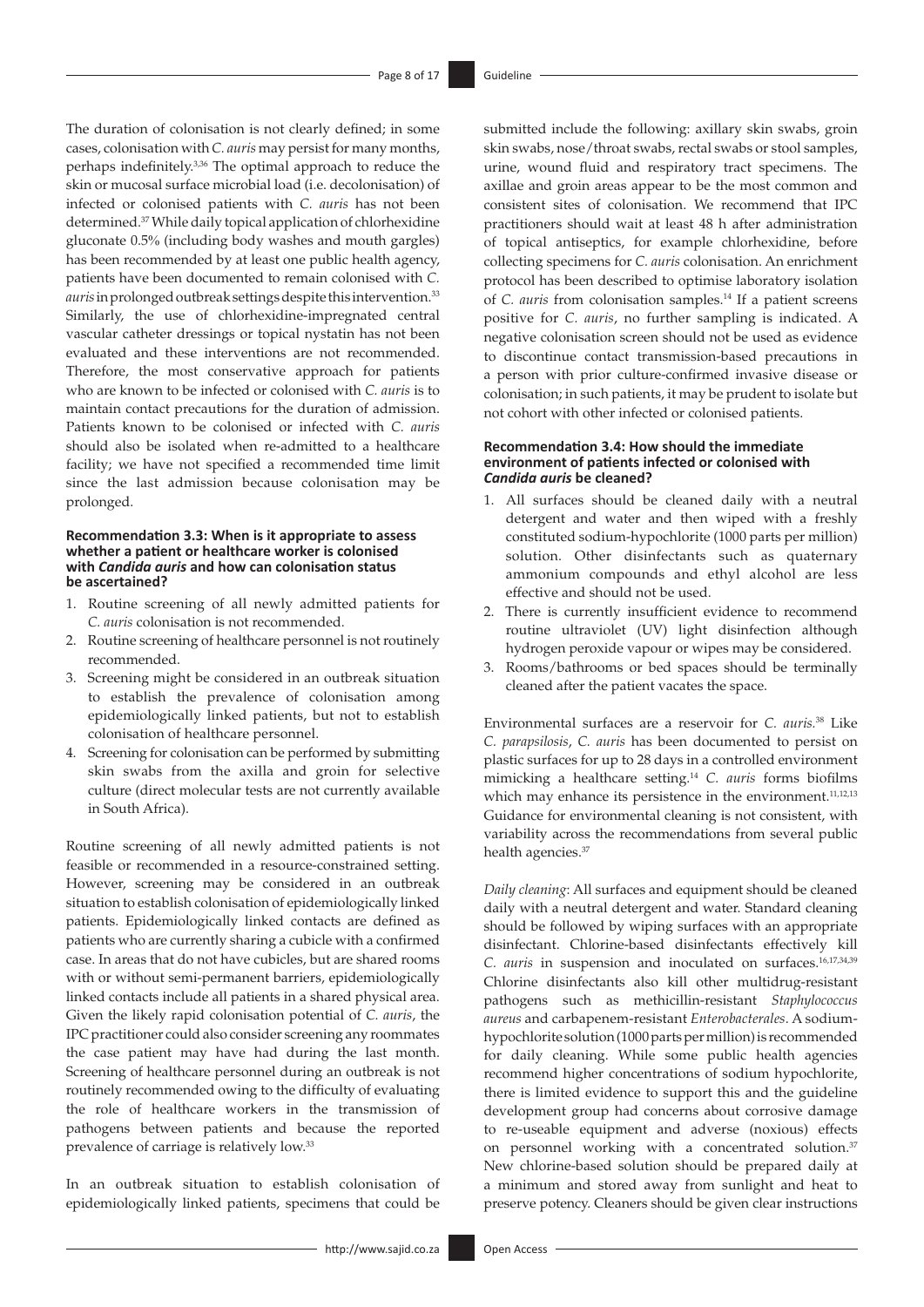The duration of colonisation is not clearly defined; in some cases, colonisation with *C. auris* may persist for many months, perhaps indefinitely.[3,36] The optimal approach to reduce the skin or mucosal surface microbial load (i.e. decolonisation) of infected or colonised patients with *C. auris* has not been determined.[37] While daily topical application of chlorhexidine gluconate 0.5% (including body washes and mouth gargles) has been recommended by at least one public health agency, patients have been documented to remain colonised with *C. auris* in prolonged outbreak settings despite this intervention.[33] Similarly, the use of chlorhexidine-impregnated central vascular catheter dressings or topical nystatin has not been evaluated and these interventions are not recommended. Therefore, the most conservative approach for patients who are known to be infected or colonised with *C. auris* is to maintain contact precautions for the duration of admission. Patients known to be colonised or infected with *C. auris* should also be isolated when re-admitted to a healthcare facility; we have not specified a recommended time limit since the last admission because colonisation may be prolonged.

#### Recommendation 3.3: When is it appropriate to assess whether a patient or healthcare worker is colonised with *Candida auris* and how can colonisation status be ascertained?

1. Routine screening of all newly admitted patients for *C. auris* colonisation is not recommended.
2. Routine screening of healthcare personnel is not routinely recommended.
3. Screening might be considered in an outbreak situation to establish the prevalence of colonisation among epidemiologically linked patients, but not to establish colonisation of healthcare personnel.
4. Screening for colonisation can be performed by submitting skin swabs from the axilla and groin for selective culture (direct molecular tests are not currently available in South Africa).

Routine screening of all newly admitted patients is not feasible or recommended in a resource-constrained setting. However, screening may be considered in an outbreak situation to establish colonisation of epidemiologically linked patients. Epidemiologically linked contacts are defined as patients who are currently sharing a cubicle with a confirmed case. In areas that do not have cubicles, but are shared rooms with or without semi-permanent barriers, epidemiologically linked contacts include all patients in a shared physical area. Given the likely rapid colonisation potential of *C. auris*, the IPC practitioner could also consider screening any roommates the case patient may have had during the last month. Screening of healthcare personnel during an outbreak is not routinely recommended owing to the difficulty of evaluating the role of healthcare workers in the transmission of pathogens between patients and because the reported prevalence of carriage is relatively low.[33]

In an outbreak situation to establish colonisation of epidemiologically linked patients, specimens that could be submitted include the following: axillary skin swabs, groin skin swabs, nose/throat swabs, rectal swabs or stool samples, urine, wound fluid and respiratory tract specimens. The axillae and groin areas appear to be the most common and consistent sites of colonisation. We recommend that IPC practitioners should wait at least 48 h after administration of topical antiseptics, for example chlorhexidine, before collecting specimens for *C. auris* colonisation. An enrichment protocol has been described to optimise laboratory isolation of *C. auris* from colonisation samples.[14] If a patient screens positive for *C. auris*, no further sampling is indicated. A negative colonisation screen should not be used as evidence to discontinue contact transmission-based precautions in a person with prior culture-confirmed invasive disease or colonisation; in such patients, it may be prudent to isolate but not cohort with other infected or colonised patients.

#### Recommendation 3.4: How should the immediate environment of patients infected or colonised with *Candida auris* be cleaned?

1. All surfaces should be cleaned daily with a neutral detergent and water and then wiped with a freshly constituted sodium-hypochlorite (1000 parts per million) solution. Other disinfectants such as quaternary ammonium compounds and ethyl alcohol are less effective and should not be used.
2. There is currently insufficient evidence to recommend routine ultraviolet (UV) light disinfection although hydrogen peroxide vapour or wipes may be considered.
3. Rooms/bathrooms or bed spaces should be terminally cleaned after the patient vacates the space.

Environmental surfaces are a reservoir for *C. auris*.[38] Like *C. parapsilosis*, *C. auris* has been documented to persist on plastic surfaces for up to 28 days in a controlled environment mimicking a healthcare setting.[14] *C. auris* forms biofilms which may enhance its persistence in the environment.[11,12,13] Guidance for environmental cleaning is not consistent, with variability across the recommendations from several public health agencies.[37]

*Daily cleaning*: All surfaces and equipment should be cleaned daily with a neutral detergent and water. Standard cleaning should be followed by wiping surfaces with an appropriate disinfectant. Chlorine-based disinfectants effectively kill *C. auris* in suspension and inoculated on surfaces.[16,17,34,39] Chlorine disinfectants also kill other multidrug-resistant pathogens such as methicillin-resistant *Staphylococcus aureus* and carbapenem-resistant *Enterobacterales*. A sodium-hypochlorite solution (1000 parts per million) is recommended for daily cleaning. While some public health agencies recommend higher concentrations of sodium hypochlorite, there is limited evidence to support this and the guideline development group had concerns about corrosive damage to re-useable equipment and adverse (noxious) effects on personnel working with a concentrated solution.[37] New chlorine-based solution should be prepared daily at a minimum and stored away from sunlight and heat to preserve potency. Cleaners should be given clear instructions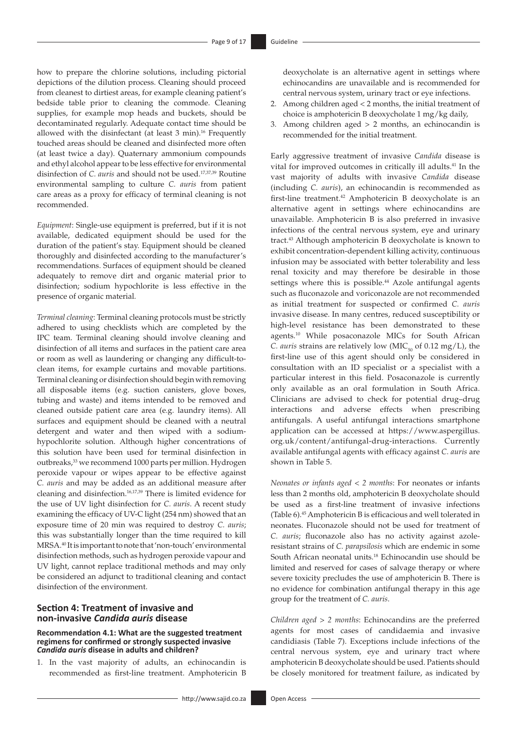how to prepare the chlorine solutions, including pictorial depictions of the dilution process. Cleaning should proceed from cleanest to dirtiest areas, for example cleaning patient's bedside table prior to cleaning the commode. Cleaning supplies, for example mop heads and buckets, should be decontaminated regularly. Adequate contact time should be allowed with the disinfectant (at least 3 min).[16] Frequently touched areas should be cleaned and disinfected more often (at least twice a day). Quaternary ammonium compounds and ethyl alcohol appear to be less effective for environmental disinfection of *C. auris* and should not be used.[17,37,39] Routine environmental sampling to culture *C. auris* from patient care areas as a proxy for efficacy of terminal cleaning is not recommended.

*Equipment*: Single-use equipment is preferred, but if it is not available, dedicated equipment should be used for the duration of the patient's stay. Equipment should be cleaned thoroughly and disinfected according to the manufacturer's recommendations. Surfaces of equipment should be cleaned adequately to remove dirt and organic material prior to disinfection; sodium hypochlorite is less effective in the presence of organic material.

*Terminal cleaning*: Terminal cleaning protocols must be strictly adhered to using checklists which are completed by the IPC team. Terminal cleaning should involve cleaning and disinfection of all items and surfaces in the patient care area or room as well as laundering or changing any difficult-to-clean items, for example curtains and movable partitions. Terminal cleaning or disinfection should begin with removing all disposable items (e.g. suction canisters, glove boxes, tubing and waste) and items intended to be removed and cleaned outside patient care area (e.g. laundry items). All surfaces and equipment should be cleaned with a neutral detergent and water and then wiped with a sodium-hypochlorite solution. Although higher concentrations of this solution have been used for terminal disinfection in outbreaks,[33] we recommend 1000 parts per million. Hydrogen peroxide vapour or wipes appear to be effective against *C. auris* and may be added as an additional measure after cleaning and disinfection.[16,17,39] There is limited evidence for the use of UV light disinfection for *C. auris*. A recent study examining the efficacy of UV-C light (254 nm) showed that an exposure time of 20 min was required to destroy *C. auris*; this was substantially longer than the time required to kill MRSA.[40] It is important to note that 'non-touch' environmental disinfection methods, such as hydrogen peroxide vapour and UV light, cannot replace traditional methods and may only be considered an adjunct to traditional cleaning and contact disinfection of the environment.

## Section 4: Treatment of invasive and non-invasive *Candida auris* disease

### Recommendation 4.1: What are the suggested treatment regimens for confirmed or strongly suspected invasive *Candida auris* disease in adults and children?

1. In the vast majority of adults, an echinocandin is recommended as first-line treatment. Amphotericin B deoxycholate is an alternative agent in settings where echinocandins are unavailable and is recommended for central nervous system, urinary tract or eye infections.
2. Among children aged < 2 months, the initial treatment of choice is amphotericin B deoxycholate 1 mg/kg daily,
3. Among children aged > 2 months, an echinocandin is recommended for the initial treatment.

Early aggressive treatment of invasive *Candida* disease is vital for improved outcomes in critically ill adults.[41] In the vast majority of adults with invasive *Candida* disease (including *C. auris*), an echinocandin is recommended as first-line treatment.[42] Amphotericin B deoxycholate is an alternative agent in settings where echinocandins are unavailable. Amphotericin B is also preferred in invasive infections of the central nervous system, eye and urinary tract.[43] Although amphotericin B deoxycholate is known to exhibit concentration-dependent killing activity, continuous infusion may be associated with better tolerability and less renal toxicity and may therefore be desirable in those settings where this is possible.[44] Azole antifungal agents such as fluconazole and voriconazole are not recommended as initial treatment for suspected or confirmed *C. auris* invasive disease. In many centres, reduced susceptibility or high-level resistance has been demonstrated to these agents.[10] While posaconazole MICs for South African *C. auris* strains are relatively low ($MIC_{50}$ of 0.12 mg/L), the first-line use of this agent should only be considered in consultation with an ID specialist or a specialist with a particular interest in this field. Posaconazole is currently only available as an oral formulation in South Africa. Clinicians are advised to check for potential drug–drug interactions and adverse effects when prescribing antifungals. A useful antifungal interactions smartphone application can be accessed at https://www.aspergillus.org.uk/content/antifungal-drug-interactions. Currently available antifungal agents with efficacy against *C. auris* are shown in Table 5.

*Neonates or infants aged < 2 months*: For neonates or infants less than 2 months old, amphotericin B deoxycholate should be used as a first-line treatment of invasive infections (Table 6).[45] Amphotericin B is efficacious and well tolerated in neonates. Fluconazole should not be used for treatment of *C. auris*; fluconazole also has no activity against azole-resistant strains of *C. parapsilosis* which are endemic in some South African neonatal units.[18] Echinocandin use should be limited and reserved for cases of salvage therapy or where severe toxicity precludes the use of amphotericin B. There is no evidence for combination antifungal therapy in this age group for the treatment of *C. auris*.

*Children aged > 2 months*: Echinocandins are the preferred agents for most cases of candidaemia and invasive candidiasis (Table 7). Exceptions include infections of the central nervous system, eye and urinary tract where amphotericin B deoxycholate should be used. Patients should be closely monitored for treatment failure, as indicated by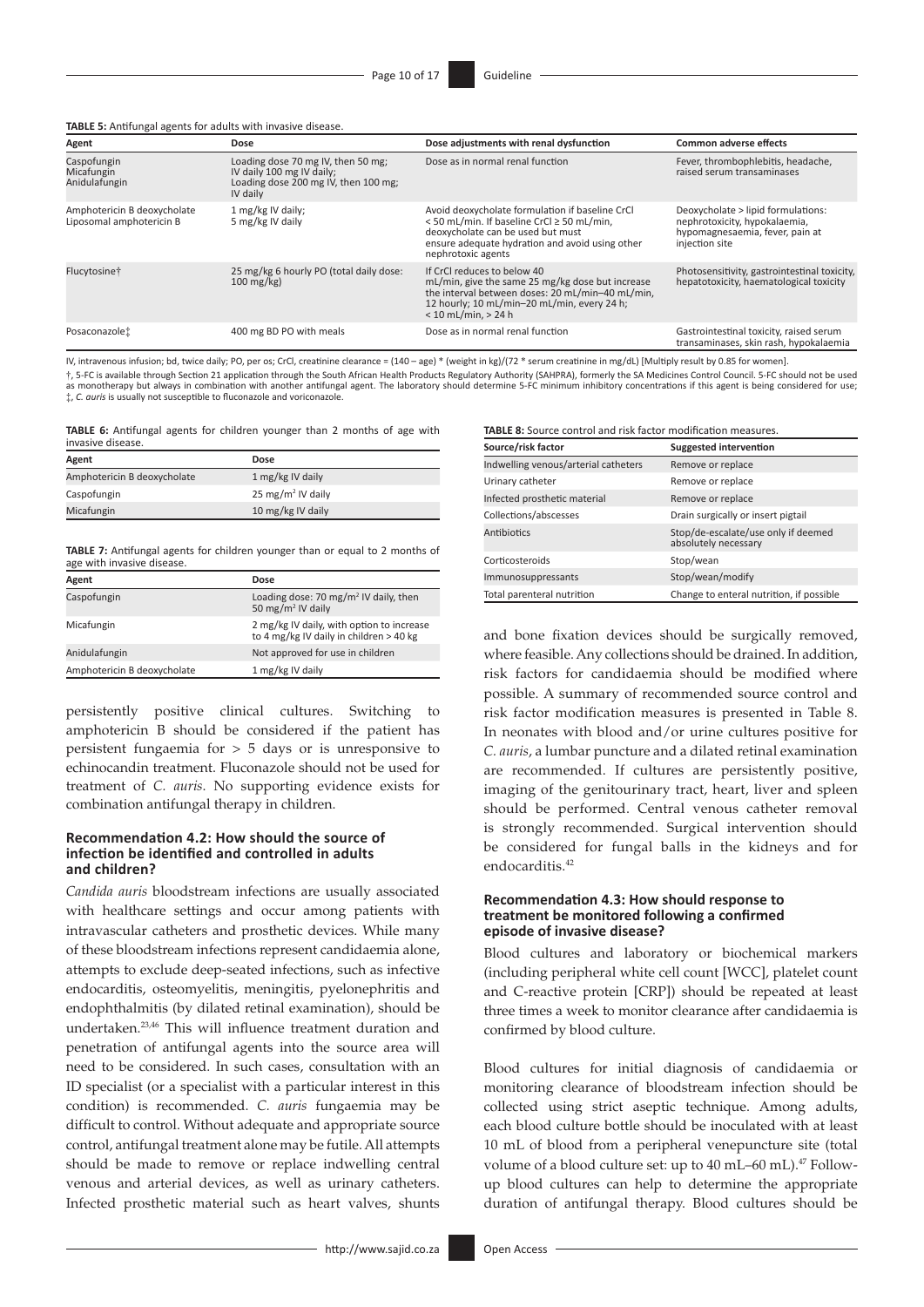**TABLE 5:** Antifungal agents for adults with invasive disease.

| Agent | Dose | Dose adjustments with renal dysfunction | Common adverse effects |
|---|---|---|---|
| Caspofungin<br>Micafungin<br>Anidulafungin | Loading dose 70 mg IV, then 50 mg; IV daily 100 mg IV daily; Loading dose 200 mg IV, then 100 mg; IV daily | Dose as in normal renal function | Fever, thrombophlebitis, headache, raised serum transaminases |
| Amphotericin B deoxycholate<br>Liposomal amphotericin B | 1 mg/kg IV daily;<br>5 mg/kg IV daily | Avoid deoxycholate formulation if baseline CrCl < 50 mL/min. If baseline CrCl ≥ 50 mL/min, deoxycholate can be used but must ensure adequate hydration and avoid using other nephrotoxic agents | Deoxycholate > lipid formulations: nephrotoxicity, hypokalaemia, hypomagnesaemia, fever, pain at injection site |
| Flucytosine† | 25 mg/kg 6 hourly PO (total daily dose: 100 mg/kg) | If CrCl reduces to below 40 mL/min, give the same 25 mg/kg dose but increase the interval between doses: 20 mL/min–40 mL/min, 12 hourly; 10 mL/min–20 mL/min, every 24 h; < 10 mL/min, > 24 h | Photosensitivity, gastrointestinal toxicity, hepatotoxicity, haematological toxicity |
| Posaconazole‡ | 400 mg BD PO with meals | Dose as in normal renal function | Gastrointestinal toxicity, raised serum transaminases, skin rash, hypokalaemia |

IV, intravenous infusion; bd, twice daily; PO, per os; CrCl, creatinine clearance = (140 – age) * (weight in kg)/(72 * serum creatinine in mg/dL) [Multiply result by 0.85 for women].
†, 5-FC is available through Section 21 application through the South African Health Products Regulatory Authority (SAHPRA), formerly the SA Medicines Control Council. 5-FC should not be used as monotherapy but always in combination with another antifungal agent. The laboratory should determine 5-FC minimum inhibitory concentrations if this agent is being considered for use;
‡, *C. auris* is usually not susceptible to fluconazole and voriconazole.

**TABLE 6:** Antifungal agents for children younger than 2 months of age with invasive disease.

| Agent | Dose |
|---|---|
| Amphotericin B deoxycholate | 1 mg/kg IV daily |
| Caspofungin | 25 mg/m² IV daily |
| Micafungin | 10 mg/kg IV daily |

**TABLE 7:** Antifungal agents for children younger than or equal to 2 months of age with invasive disease.

| Agent | Dose |
|---|---|
| Caspofungin | Loading dose: 70 mg/m² IV daily, then 50 mg/m² IV daily |
| Micafungin | 2 mg/kg IV daily, with option to increase to 4 mg/kg IV daily in children > 40 kg |
| Anidulafungin | Not approved for use in children |
| Amphotericin B deoxycholate | 1 mg/kg IV daily |

persistently positive clinical cultures. Switching to amphotericin B should be considered if the patient has persistent fungaemia for > 5 days or is unresponsive to echinocandin treatment. Fluconazole should not be used for treatment of *C. auris*. No supporting evidence exists for combination antifungal therapy in children.

### Recommendation 4.2: How should the source of infection be identified and controlled in adults and children?

*Candida auris* bloodstream infections are usually associated with healthcare settings and occur among patients with intravascular catheters and prosthetic devices. While many of these bloodstream infections represent candidaemia alone, attempts to exclude deep-seated infections, such as infective endocarditis, osteomyelitis, meningitis, pyelonephritis and endophthalmitis (by dilated retinal examination), should be undertaken.[23,46] This will influence treatment duration and penetration of antifungal agents into the source area will need to be considered. In such cases, consultation with an ID specialist (or a specialist with a particular interest in this condition) is recommended. *C. auris* fungaemia may be difficult to control. Without adequate and appropriate source control, antifungal treatment alone may be futile. All attempts should be made to remove or replace indwelling central venous and arterial devices, as well as urinary catheters. Infected prosthetic material such as heart valves, shunts and bone fixation devices should be surgically removed, where feasible. Any collections should be drained. In addition, risk factors for candidaemia should be modified where possible. A summary of recommended source control and risk factor modification measures is presented in Table 8. In neonates with blood and/or urine cultures positive for *C. auris*, a lumbar puncture and a dilated retinal examination are recommended. If cultures are persistently positive, imaging of the genitourinary tract, heart, liver and spleen should be performed. Central venous catheter removal is strongly recommended. Surgical intervention should be considered for fungal balls in the kidneys and for endocarditis.[42]

**TABLE 8:** Source control and risk factor modification measures.

| Source/risk factor | Suggested intervention |
|---|---|
| Indwelling venous/arterial catheters | Remove or replace |
| Urinary catheter | Remove or replace |
| Infected prosthetic material | Remove or replace |
| Collections/abscesses | Drain surgically or insert pigtail |
| Antibiotics | Stop/de-escalate/use only if deemed absolutely necessary |
| Corticosteroids | Stop/wean |
| Immunosuppressants | Stop/wean/modify |
| Total parenteral nutrition | Change to enteral nutrition, if possible |

### Recommendation 4.3: How should response to treatment be monitored following a confirmed episode of invasive disease?

Blood cultures and laboratory or biochemical markers (including peripheral white cell count [WCC], platelet count and C-reactive protein [CRP]) should be repeated at least three times a week to monitor clearance after candidaemia is confirmed by blood culture.

Blood cultures for initial diagnosis of candidaemia or monitoring clearance of bloodstream infection should be collected using strict aseptic technique. Among adults, each blood culture bottle should be inoculated with at least 10 mL of blood from a peripheral venepuncture site (total volume of a blood culture set: up to 40 mL–60 mL).[47] Follow-up blood cultures can help to determine the appropriate duration of antifungal therapy. Blood cultures should be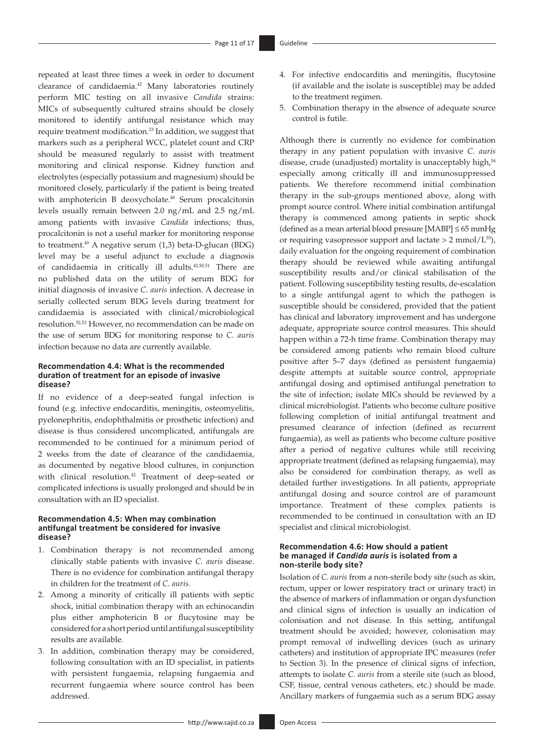repeated at least three times a week in order to document clearance of candidaemia.[42] Many laboratories routinely perform MIC testing on all invasive *Candida* strains: MICs of subsequently cultured strains should be closely monitored to identify antifungal resistance which may require treatment modification.[23] In addition, we suggest that markers such as a peripheral WCC, platelet count and CRP should be measured regularly to assist with treatment monitoring and clinical response. Kidney function and electrolytes (especially potassium and magnesium) should be monitored closely, particularly if the patient is being treated with amphotericin B deoxycholate.[48] Serum procalcitonin levels usually remain between 2.0 ng/mL and 2.5 ng/mL among patients with invasive *Candida* infections; thus, procalcitonin is not a useful marker for monitoring response to treatment.[49] A negative serum (1,3) beta-D-glucan (BDG) level may be a useful adjunct to exclude a diagnosis of candidaemia in critically ill adults.[42,50,51] There are no published data on the utility of serum BDG for initial diagnosis of invasive *C. auris* infection. A decrease in serially collected serum BDG levels during treatment for candidaemia is associated with clinical/microbiological resolution.[52,53] However, no recommendation can be made on the use of serum BDG for monitoring response to *C. auris* infection because no data are currently available.

#### Recommendation 4.4: What is the recommended duration of treatment for an episode of invasive disease?

If no evidence of a deep-seated fungal infection is found (e.g. infective endocarditis, meningitis, osteomyelitis, pyelonephritis, endophthalmitis or prosthetic infection) and disease is thus considered uncomplicated, antifungals are recommended to be continued for a minimum period of 2 weeks from the date of clearance of the candidaemia, as documented by negative blood cultures, in conjunction with clinical resolution.[42] Treatment of deep-seated or complicated infections is usually prolonged and should be in consultation with an ID specialist.

#### Recommendation 4.5: When may combination antifungal treatment be considered for invasive disease?

1. Combination therapy is not recommended among clinically stable patients with invasive *C. auris* disease. There is no evidence for combination antifungal therapy in children for the treatment of *C. auris*.
2. Among a minority of critically ill patients with septic shock, initial combination therapy with an echinocandin plus either amphotericin B or flucytosine may be considered for a short period until antifungal susceptibility results are available.
3. In addition, combination therapy may be considered, following consultation with an ID specialist, in patients with persistent fungaemia, relapsing fungaemia and recurrent fungaemia where source control has been addressed.
4. For infective endocarditis and meningitis, flucytosine (if available and the isolate is susceptible) may be added to the treatment regimen.
5. Combination therapy in the absence of adequate source control is futile.

Although there is currently no evidence for combination therapy in any patient population with invasive *C. auris* disease, crude (unadjusted) mortality is unacceptably high,[54] especially among critically ill and immunosuppressed patients. We therefore recommend initial combination therapy in the sub-groups mentioned above, along with prompt source control. Where initial combination antifungal therapy is commenced among patients in septic shock (defined as a mean arterial blood pressure [MABP] ≤ 65 mmHg or requiring vasopressor support and lactate > 2 mmol/L[55]), daily evaluation for the ongoing requirement of combination therapy should be reviewed while awaiting antifungal susceptibility results and/or clinical stabilisation of the patient. Following susceptibility testing results, de-escalation to a single antifungal agent to which the pathogen is susceptible should be considered, provided that the patient has clinical and laboratory improvement and has undergone adequate, appropriate source control measures. This should happen within a 72-h time frame. Combination therapy may be considered among patients who remain blood culture positive after 5–7 days (defined as persistent fungaemia) despite attempts at suitable source control, appropriate antifungal dosing and optimised antifungal penetration to the site of infection; isolate MICs should be reviewed by a clinical microbiologist. Patients who become culture positive following completion of initial antifungal treatment and presumed clearance of infection (defined as recurrent fungaemia), as well as patients who become culture positive after a period of negative cultures while still receiving appropriate treatment (defined as relapsing fungaemia), may also be considered for combination therapy, as well as detailed further investigations. In all patients, appropriate antifungal dosing and source control are of paramount importance. Treatment of these complex patients is recommended to be continued in consultation with an ID specialist and clinical microbiologist.

#### Recommendation 4.6: How should a patient be managed if *Candida auris* is isolated from a non-sterile body site?

Isolation of *C. auris* from a non-sterile body site (such as skin, rectum, upper or lower respiratory tract or urinary tract) in the absence of markers of inflammation or organ dysfunction and clinical signs of infection is usually an indication of colonisation and not disease. In this setting, antifungal treatment should be avoided; however, colonisation may prompt removal of indwelling devices (such as urinary catheters) and institution of appropriate IPC measures (refer to Section 3). In the presence of clinical signs of infection, attempts to isolate *C. auris* from a sterile site (such as blood, CSF, tissue, central venous catheters, etc.) should be made. Ancillary markers of fungaemia such as a serum BDG assay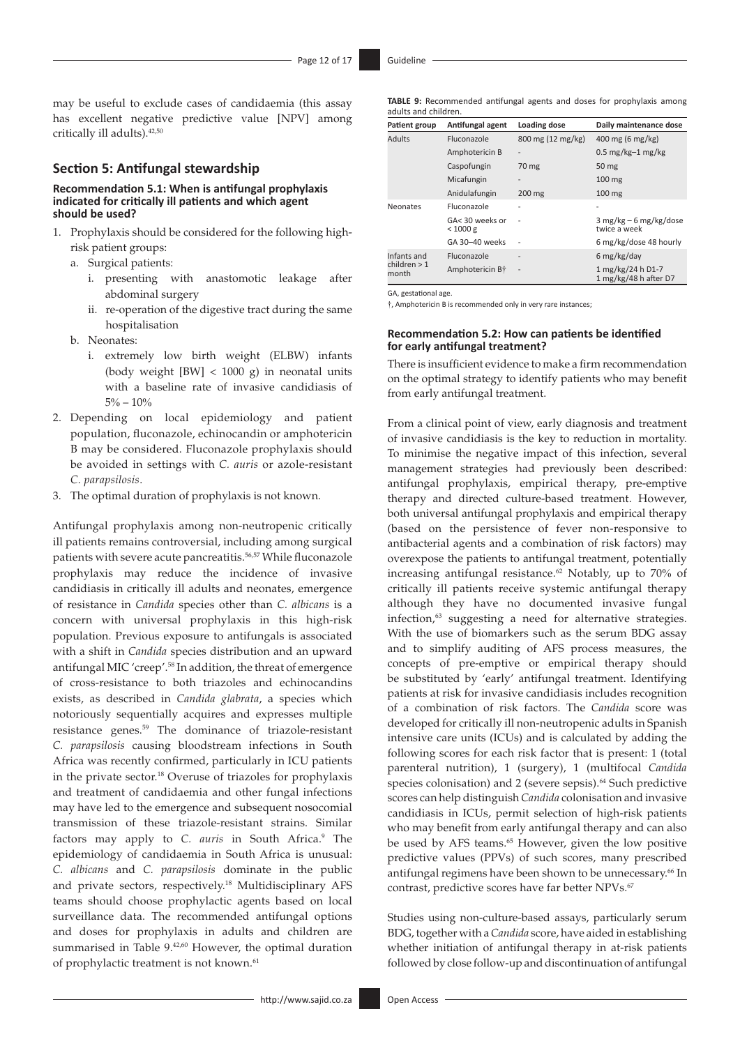may be useful to exclude cases of candidaemia (this assay has excellent negative predictive value [NPV] among critically ill adults).[42,50]

## Section 5: Antifungal stewardship

### Recommendation 5.1: When is antifungal prophylaxis indicated for critically ill patients and which agent should be used?

1. Prophylaxis should be considered for the following high-risk patient groups:
   a. Surgical patients:
      i. presenting with anastomotic leakage after abdominal surgery
      ii. re-operation of the digestive tract during the same hospitalisation
   b. Neonates:
      i. extremely low birth weight (ELBW) infants (body weight [BW] < 1000 g) in neonatal units with a baseline rate of invasive candidiasis of 5% – 10%
2. Depending on local epidemiology and patient population, fluconazole, echinocandin or amphotericin B may be considered. Fluconazole prophylaxis should be avoided in settings with *C. auris* or azole-resistant *C. parapsilosis*.
3. The optimal duration of prophylaxis is not known.

Antifungal prophylaxis among non-neutropenic critically ill patients remains controversial, including among surgical patients with severe acute pancreatitis.[56,57] While fluconazole prophylaxis may reduce the incidence of invasive candidiasis in critically ill adults and neonates, emergence of resistance in *Candida* species other than *C. albicans* is a concern with universal prophylaxis in this high-risk population. Previous exposure to antifungals is associated with a shift in *Candida* species distribution and an upward antifungal MIC 'creep'.[58] In addition, the threat of emergence of cross-resistance to both triazoles and echinocandins exists, as described in *Candida glabrata*, a species which notoriously sequentially acquires and expresses multiple resistance genes.[59] The dominance of triazole-resistant *C. parapsilosis* causing bloodstream infections in South Africa was recently confirmed, particularly in ICU patients in the private sector.[18] Overuse of triazoles for prophylaxis and treatment of candidaemia and other fungal infections may have led to the emergence and subsequent nosocomial transmission of these triazole-resistant strains. Similar factors may apply to *C. auris* in South Africa.[9] The epidemiology of candidaemia in South Africa is unusual: *C. albicans* and *C. parapsilosis* dominate in the public and private sectors, respectively.[18] Multidisciplinary AFS teams should choose prophylactic agents based on local surveillance data. The recommended antifungal options and doses for prophylaxis in adults and children are summarised in Table 9.[42,60] However, the optimal duration of prophylactic treatment is not known.[61]

**TABLE 9:** Recommended antifungal agents and doses for prophylaxis among adults and children.

| Patient group | Antifungal agent | Loading dose | Daily maintenance dose |
|---|---|---|---|
| Adults | Fluconazole | 800 mg (12 mg/kg) | 400 mg (6 mg/kg) |
| | Amphotericin B | - | 0.5 mg/kg–1 mg/kg |
| | Caspofungin | 70 mg | 50 mg |
| | Micafungin | - | 100 mg |
| | Anidulafungin | 200 mg | 100 mg |
| Neonates | Fluconazole | - | - |
| | GA< 30 weeks or < 1000 g | - | 3 mg/kg – 6 mg/kg/dose twice a week |
| | GA 30–40 weeks | - | 6 mg/kg/dose 48 hourly |
| Infants and children > 1 month | Fluconazole | - | 6 mg/kg/day |
| | Amphotericin B† | - | 1 mg/kg/24 h D1-7<br>1 mg/kg/48 h after D7 |

GA, gestational age.

†, Amphotericin B is recommended only in very rare instances;

### Recommendation 5.2: How can patients be identified for early antifungal treatment?

There is insufficient evidence to make a firm recommendation on the optimal strategy to identify patients who may benefit from early antifungal treatment.

From a clinical point of view, early diagnosis and treatment of invasive candidiasis is the key to reduction in mortality. To minimise the negative impact of this infection, several management strategies had previously been described: antifungal prophylaxis, empirical therapy, pre-emptive therapy and directed culture-based treatment. However, both universal antifungal prophylaxis and empirical therapy (based on the persistence of fever non-responsive to antibacterial agents and a combination of risk factors) may overexpose the patients to antifungal treatment, potentially increasing antifungal resistance.[62] Notably, up to 70% of critically ill patients receive systemic antifungal therapy although they have no documented invasive fungal infection,[63] suggesting a need for alternative strategies. With the use of biomarkers such as the serum BDG assay and to simplify auditing of AFS process measures, the concepts of pre-emptive or empirical therapy should be substituted by 'early' antifungal treatment. Identifying patients at risk for invasive candidiasis includes recognition of a combination of risk factors. The *Candida* score was developed for critically ill non-neutropenic adults in Spanish intensive care units (ICUs) and is calculated by adding the following scores for each risk factor that is present: 1 (total parenteral nutrition), 1 (surgery), 1 (multifocal *Candida* species colonisation) and 2 (severe sepsis).[64] Such predictive scores can help distinguish *Candida* colonisation and invasive candidiasis in ICUs, permit selection of high-risk patients who may benefit from early antifungal therapy and can also be used by AFS teams.[65] However, given the low positive predictive values (PPVs) of such scores, many prescribed antifungal regimens have been shown to be unnecessary.[66] In contrast, predictive scores have far better NPVs.[67]

Studies using non-culture-based assays, particularly serum BDG, together with a *Candida* score, have aided in establishing whether initiation of antifungal therapy in at-risk patients followed by close follow-up and discontinuation of antifungal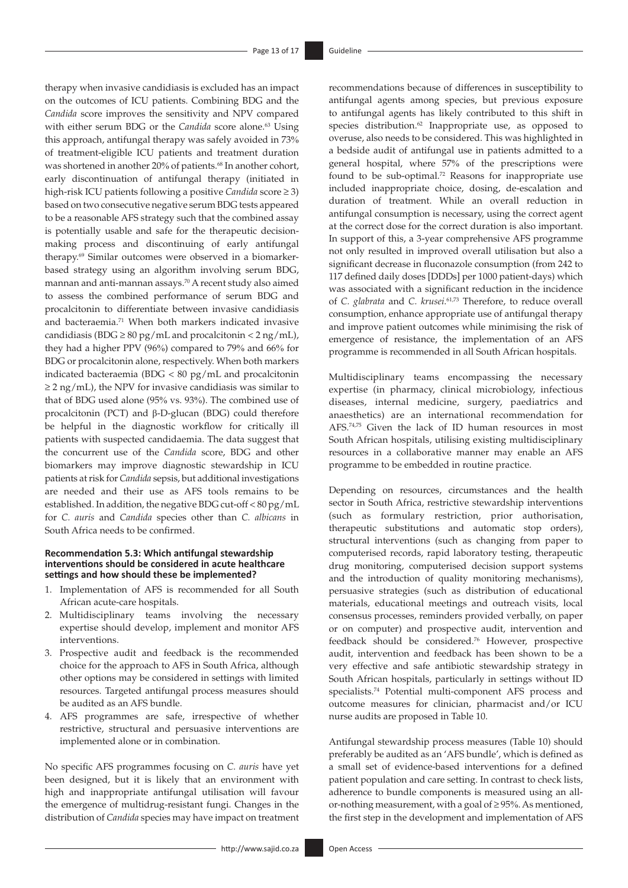therapy when invasive candidiasis is excluded has an impact on the outcomes of ICU patients. Combining BDG and the *Candida* score improves the sensitivity and NPV compared with either serum BDG or the *Candida* score alone.[63] Using this approach, antifungal therapy was safely avoided in 73% of treatment-eligible ICU patients and treatment duration was shortened in another 20% of patients.[68] In another cohort, early discontinuation of antifungal therapy (initiated in high-risk ICU patients following a positive *Candida* score ≥ 3) based on two consecutive negative serum BDG tests appeared to be a reasonable AFS strategy such that the combined assay is potentially usable and safe for the therapeutic decision-making process and discontinuing of early antifungal therapy.[69] Similar outcomes were observed in a biomarker-based strategy using an algorithm involving serum BDG, mannan and anti-mannan assays.[70] A recent study also aimed to assess the combined performance of serum BDG and procalcitonin to differentiate between invasive candidiasis and bacteraemia.[71] When both markers indicated invasive candidiasis (BDG ≥ 80 pg/mL and procalcitonin < 2 ng/mL), they had a higher PPV (96%) compared to 79% and 66% for BDG or procalcitonin alone, respectively. When both markers indicated bacteraemia (BDG < 80 pg/mL and procalcitonin ≥ 2 ng/mL), the NPV for invasive candidiasis was similar to that of BDG used alone (95% vs. 93%). The combined use of procalcitonin (PCT) and β-D-glucan (BDG) could therefore be helpful in the diagnostic workflow for critically ill patients with suspected candidaemia. The data suggest that the concurrent use of the *Candida* score, BDG and other biomarkers may improve diagnostic stewardship in ICU patients at risk for *Candida* sepsis, but additional investigations are needed and their use as AFS tools remains to be established. In addition, the negative BDG cut-off < 80 pg/mL for *C. auris* and *Candida* species other than *C. albicans* in South Africa needs to be confirmed.

#### Recommendation 5.3: Which antifungal stewardship interventions should be considered in acute healthcare settings and how should these be implemented?

1. Implementation of AFS is recommended for all South African acute-care hospitals.
2. Multidisciplinary teams involving the necessary expertise should develop, implement and monitor AFS interventions.
3. Prospective audit and feedback is the recommended choice for the approach to AFS in South Africa, although other options may be considered in settings with limited resources. Targeted antifungal process measures should be audited as an AFS bundle.
4. AFS programmes are safe, irrespective of whether restrictive, structural and persuasive interventions are implemented alone or in combination.

No specific AFS programmes focusing on *C. auris* have yet been designed, but it is likely that an environment with high and inappropriate antifungal utilisation will favour the emergence of multidrug-resistant fungi. Changes in the distribution of *Candida* species may have impact on treatment recommendations because of differences in susceptibility to antifungal agents among species, but previous exposure to antifungal agents has likely contributed to this shift in species distribution.[62] Inappropriate use, as opposed to overuse, also needs to be considered. This was highlighted in a bedside audit of antifungal use in patients admitted to a general hospital, where 57% of the prescriptions were found to be sub-optimal.[72] Reasons for inappropriate use included inappropriate choice, dosing, de-escalation and duration of treatment. While an overall reduction in antifungal consumption is necessary, using the correct agent at the correct dose for the correct duration is also important. In support of this, a 3-year comprehensive AFS programme not only resulted in improved overall utilisation but also a significant decrease in fluconazole consumption (from 242 to 117 defined daily doses [DDDs] per 1000 patient-days) which was associated with a significant reduction in the incidence of *C. glabrata* and *C. krusei*.[61,73] Therefore, to reduce overall consumption, enhance appropriate use of antifungal therapy and improve patient outcomes while minimising the risk of emergence of resistance, the implementation of an AFS programme is recommended in all South African hospitals.

Multidisciplinary teams encompassing the necessary expertise (in pharmacy, clinical microbiology, infectious diseases, internal medicine, surgery, paediatrics and anaesthetics) are an international recommendation for AFS.[74,75] Given the lack of ID human resources in most South African hospitals, utilising existing multidisciplinary resources in a collaborative manner may enable an AFS programme to be embedded in routine practice.

Depending on resources, circumstances and the health sector in South Africa, restrictive stewardship interventions (such as formulary restriction, prior authorisation, therapeutic substitutions and automatic stop orders), structural interventions (such as changing from paper to computerised records, rapid laboratory testing, therapeutic drug monitoring, computerised decision support systems and the introduction of quality monitoring mechanisms), persuasive strategies (such as distribution of educational materials, educational meetings and outreach visits, local consensus processes, reminders provided verbally, on paper or on computer) and prospective audit, intervention and feedback should be considered.[76] However, prospective audit, intervention and feedback has been shown to be a very effective and safe antibiotic stewardship strategy in South African hospitals, particularly in settings without ID specialists.[74] Potential multi-component AFS process and outcome measures for clinician, pharmacist and/or ICU nurse audits are proposed in Table 10.

Antifungal stewardship process measures (Table 10) should preferably be audited as an 'AFS bundle', which is defined as a small set of evidence-based interventions for a defined patient population and care setting. In contrast to check lists, adherence to bundle components is measured using an all-or-nothing measurement, with a goal of ≥ 95%. As mentioned, the first step in the development and implementation of AFS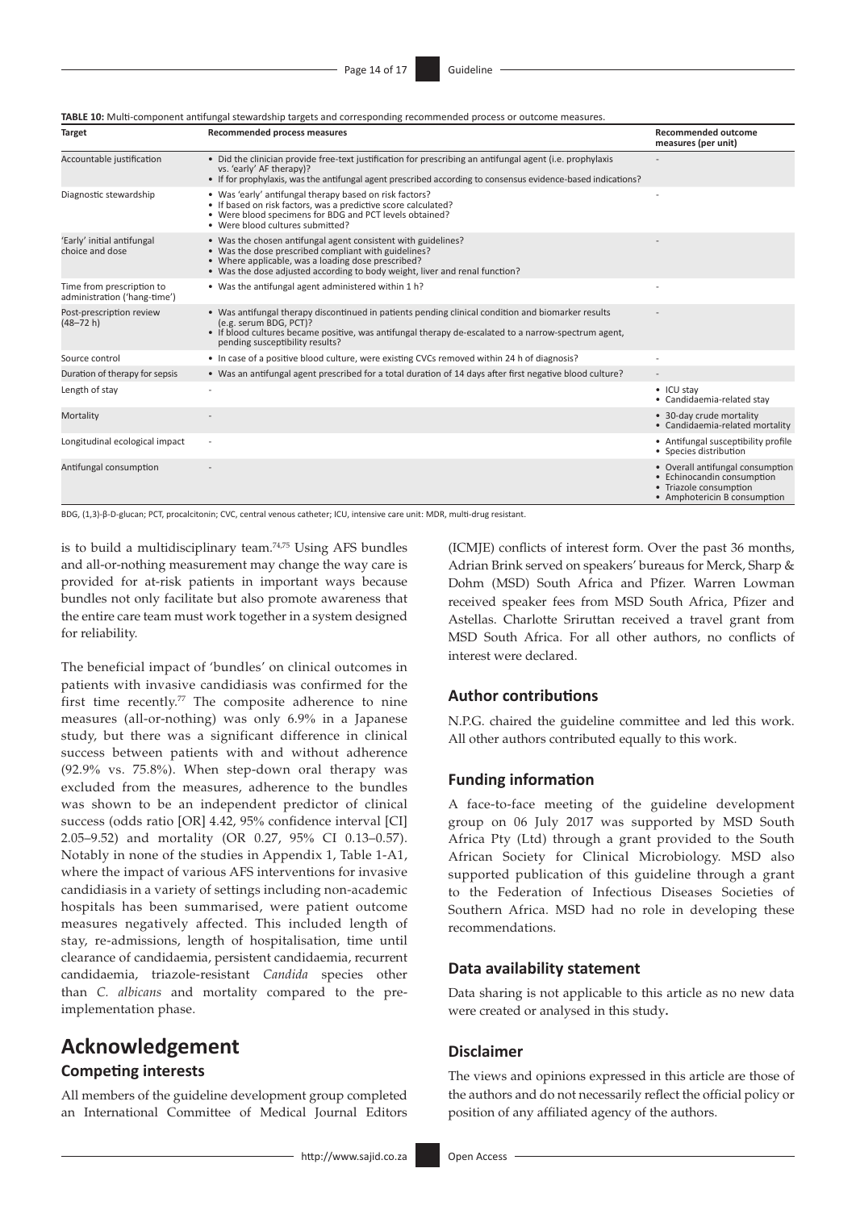**TABLE 10:** Multi-component antifungal stewardship targets and corresponding recommended process or outcome measures.

| Target | Recommended process measures | Recommended outcome measures (per unit) |
|---|---|---|
| Accountable justification | • Did the clinician provide free-text justification for prescribing an antifungal agent (i.e. prophylaxis vs. 'early' AF therapy)?<br>• If for prophylaxis, was the antifungal agent prescribed according to consensus evidence-based indications? | - |
| Diagnostic stewardship | • Was 'early' antifungal therapy based on risk factors?<br>• If based on risk factors, was a predictive score calculated?<br>• Were blood specimens for BDG and PCT levels obtained?<br>• Were blood cultures submitted? | - |
| 'Early' initial antifungal choice and dose | • Was the chosen antifungal agent consistent with guidelines?<br>• Was the dose prescribed compliant with guidelines?<br>• Where applicable, was a loading dose prescribed?<br>• Was the dose adjusted according to body weight, liver and renal function? | - |
| Time from prescription to administration ('hang-time') | • Was the antifungal agent administered within 1 h? | - |
| Post-prescription review (48–72 h) | • Was antifungal therapy discontinued in patients pending clinical condition and biomarker results (e.g. serum BDG, PCT)?<br>• If blood cultures became positive, was antifungal therapy de-escalated to a narrow-spectrum agent, pending susceptibility results? | - |
| Source control | • In case of a positive blood culture, were existing CVCs removed within 24 h of diagnosis? | - |
| Duration of therapy for sepsis | • Was an antifungal agent prescribed for a total duration of 14 days after first negative blood culture? | - |
| Length of stay | - | • ICU stay<br>• Candidaemia-related stay |
| Mortality | - | • 30-day crude mortality<br>• Candidaemia-related mortality |
| Longitudinal ecological impact | - | • Antifungal susceptibility profile<br>• Species distribution |
| Antifungal consumption | - | • Overall antifungal consumption<br>• Echinocandin consumption<br>• Triazole consumption<br>• Amphotericin B consumption |

BDG, (1,3)-β-D-glucan; PCT, procalcitonin; CVC, central venous catheter; ICU, intensive care unit: MDR, multi-drug resistant.

is to build a multidisciplinary team.[74,75] Using AFS bundles and all-or-nothing measurement may change the way care is provided for at-risk patients in important ways because bundles not only facilitate but also promote awareness that the entire care team must work together in a system designed for reliability.

The beneficial impact of 'bundles' on clinical outcomes in patients with invasive candidiasis was confirmed for the first time recently.[77] The composite adherence to nine measures (all-or-nothing) was only 6.9% in a Japanese study, but there was a significant difference in clinical success between patients with and without adherence (92.9% vs. 75.8%). When step-down oral therapy was excluded from the measures, adherence to the bundles was shown to be an independent predictor of clinical success (odds ratio [OR] 4.42, 95% confidence interval [CI] 2.05–9.52) and mortality (OR 0.27, 95% CI 0.13–0.57). Notably in none of the studies in Appendix 1, Table 1-A1, where the impact of various AFS interventions for invasive candidiasis in a variety of settings including non-academic hospitals has been summarised, were patient outcome measures negatively affected. This included length of stay, re-admissions, length of hospitalisation, time until clearance of candidaemia, persistent candidaemia, recurrent candidaemia, triazole-resistant *Candida* species other than *C. albicans* and mortality compared to the pre-implementation phase.

# Acknowledgement

## Competing interests

All members of the guideline development group completed an International Committee of Medical Journal Editors (ICMJE) conflicts of interest form. Over the past 36 months, Adrian Brink served on speakers' bureaus for Merck, Sharp & Dohm (MSD) South Africa and Pfizer. Warren Lowman received speaker fees from MSD South Africa, Pfizer and Astellas. Charlotte Sriruttan received a travel grant from MSD South Africa. For all other authors, no conflicts of interest were declared.

## Author contributions

N.P.G. chaired the guideline committee and led this work. All other authors contributed equally to this work.

## Funding information

A face-to-face meeting of the guideline development group on 06 July 2017 was supported by MSD South Africa Pty (Ltd) through a grant provided to the South African Society for Clinical Microbiology. MSD also supported publication of this guideline through a grant to the Federation of Infectious Diseases Societies of Southern Africa. MSD had no role in developing these recommendations.

## Data availability statement

Data sharing is not applicable to this article as no new data were created or analysed in this study**.**

## Disclaimer

The views and opinions expressed in this article are those of the authors and do not necessarily reflect the official policy or position of any affiliated agency of the authors.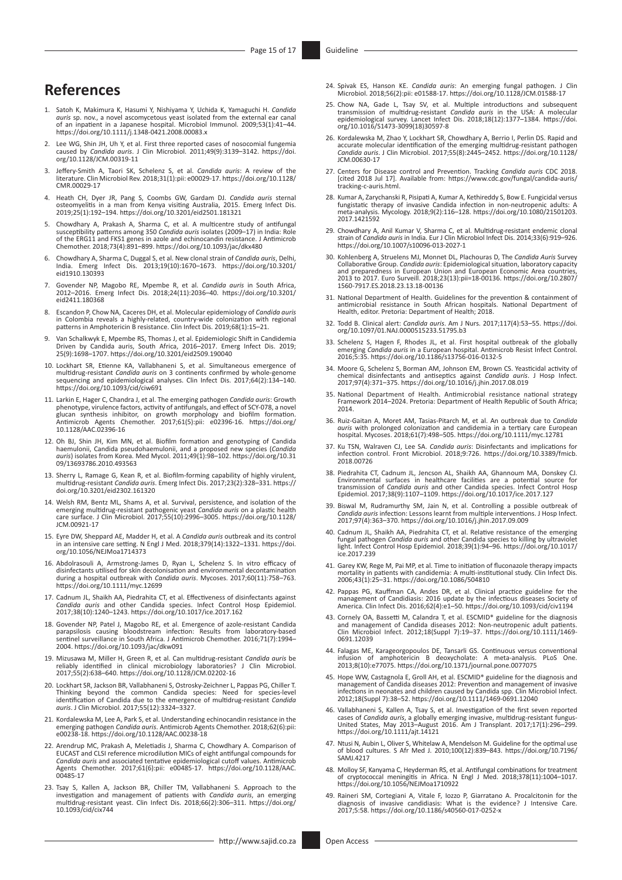## References

1. Satoh K, Makimura K, Hasumi Y, Nishiyama Y, Uchida K, Yamaguchi H. *Candida auris* sp. nov., a novel ascomycetous yeast isolated from the external ear canal of an inpatient in a Japanese hospital. Microbiol Immunol. 2009;53(1):41–44. https://doi.org/10.1111/j.1348-0421.2008.00083.x
2. Lee WG, Shin JH, Uh Y, et al. First three reported cases of nosocomial fungemia caused by *Candida auris*. J Clin Microbiol. 2011;49(9):3139–3142. https://doi.org/10.1128/JCM.00319-11
3. Jeffery-Smith A, Taori SK, Schelenz S, et al. *Candida auris*: A review of the literature. Clin Microbiol Rev. 2018;31(1):pii: e00029-17. https://doi.org/10.1128/CMR.00029-17
4. Heath CH, Dyer JR, Pang S, Coombs GW, Gardam DJ. *Candida auris* sternal osteomyelitis in a man from Kenya visiting Australia, 2015. Emerg Infect Dis. 2019;25(1):192–194. https://doi.org/10.3201/eid2501.181321
5. Chowdhary A, Prakash A, Sharma C, et al. A multicentre study of antifungal susceptibility patterns among 350 *Candida auris* isolates (2009–17) in India: Role of the ERG11 and FKS1 genes in azole and echinocandin resistance. J Antimicrob Chemother. 2018;73(4):891–899. https://doi.org/10.1093/jac/dkx480
6. Chowdhary A, Sharma C, Duggal S, et al. New clonal strain of *Candida auris*, Delhi, India. Emerg Infect Dis. 2013;19(10):1670–1673. https://doi.org/10.3201/eid1910.130393
7. Govender NP, Magobo RE, Mpembe R, et al. *Candida auris* in South Africa, 2012–2016. Emerg Infect Dis. 2018;24(11):2036–40. https://doi.org/10.3201/eid2411.180368
8. Escandon P, Chow NA, Caceres DH, et al. Molecular epidemiology of *Candida auris* in Colombia reveals a highly-related, country-wide colonization with regional patterns in Amphotericin B resistance. Clin Infect Dis. 2019;68(1):15–21.
9. Van Schalkwyk E, Mpembe RS, Thomas J, et al. Epidemiologic Shift in Candidemia Driven by Candida auris, South Africa, 2016–2017. Emerg Infect Dis. 2019; 25(9):1698–1707. https://doi.org/10.3201/eid2509.190040
10. Lockhart SR, Etienne KA, Vallabhaneni S, et al. Simultaneous emergence of multidrug-resistant *Candida auris* on 3 continents confirmed by whole-genome sequencing and epidemiological analyses. Clin Infect Dis. 2017;64(2):134–140. https://doi.org/10.1093/cid/ciw691
11. Larkin E, Hager C, Chandra J, et al. The emerging pathogen *Candida auris*: Growth phenotype, virulence factors, activity of antifungals, and effect of SCY-078, a novel glucan synthesis inhibitor, on growth morphology and biofilm formation. Antimicrob Agents Chemother. 2017;61(5):pii: e02396-16. https://doi.org/10.1128/AAC.02396-16
12. Oh BJ, Shin JH, Kim MN, et al. Biofilm formation and genotyping of Candida haemulonii, Candida pseudohaemulonii, and a proposed new species (*Candida auris*) isolates from Korea. Med Mycol. 2011;49(1):98–102. https://doi.org/10.3109/13693786.2010.493563
13. Sherry L, Ramage G, Kean R, et al. Biofilm-forming capability of highly virulent, multidrug-resistant *Candida auris*. Emerg Infect Dis. 2017;23(2):328–331. https://doi.org/10.3201/eid2302.161320
14. Welsh RM, Bentz ML, Shams A, et al. Survival, persistence, and isolation of the emerging multidrug-resistant pathogenic yeast *Candida auris* on a plastic health care surface. J Clin Microbiol. 2017;55(10):2996–3005. https://doi.org/10.1128/JCM.00921-17
15. Eyre DW, Sheppard AE, Madder H, et al. A *Candida auris* outbreak and its control in an intensive care setting. N Engl J Med. 2018;379(14):1322–1331. https://doi.org/10.1056/NEJMoa1714373
16. Abdolrasouli A, Armstrong-James D, Ryan L, Schelenz S. In vitro efficacy of disinfectants utilised for skin decolonisation and environmental decontamination during a hospital outbreak with *Candida auris*. Mycoses. 2017;60(11):758–763. https://doi.org/10.1111/myc.12699
17. Cadnum JL, Shaikh AA, Piedrahita CT, et al. Effectiveness of disinfectants against *Candida auris* and other Candida species. Infect Control Hosp Epidemiol. 2017;38(10):1240–1243. https://doi.org/10.1017/ice.2017.162
18. Govender NP, Patel J, Magobo RE, et al. Emergence of azole-resistant Candida parapsilosis causing bloodstream infection: Results from laboratory-based sentinel surveillance in South Africa. J Antimicrob Chemother. 2016;71(7):1994–2004. https://doi.org/10.1093/jac/dkw091
19. Mizusawa M, Miller H, Green R, et al. Can multidrug-resistant *Candida auris* be reliably identified in clinical microbiology laboratories? J Clin Microbiol. 2017;55(2):638–640. https://doi.org/10.1128/JCM.02202-16
20. Lockhart SR, Jackson BR, Vallabhaneni S, Ostrosky-Zeichner L, Pappas PG, Chiller T. Thinking beyond the common Candida species: Need for species-level identification of Candida due to the emergence of multidrug-resistant *Candida auris*. J Clin Microbiol. 2017;55(12):3324–3327.
21. Kordalewska M, Lee A, Park S, et al. Understanding echinocandin resistance in the emerging pathogen *Candida auris*. Antimicrob Agents Chemother. 2018;62(6):pii: e00238-18. https://doi.org/10.1128/AAC.00238-18
22. Arendrup MC, Prakash A, Meletiadis J, Sharma C, Chowdhary A. Comparison of EUCAST and CLSI reference microdilution MICs of eight antifungal compounds for *Candida auris* and associated tentative epidemiological cutoff values. Antimicrob Agents Chemother. 2017;61(6):pii: e00485-17. https://doi.org/10.1128/AAC.00485-17
23. Tsay S, Kallen A, Jackson BR, Chiller TM, Vallabhaneni S. Approach to the investigation and management of patients with *Candida auris*, an emerging multidrug-resistant yeast. Clin Infect Dis. 2018;66(2):306–311. https://doi.org/10.1093/cid/cix744
24. Spivak ES, Hanson KE. *Candida auris*: An emerging fungal pathogen. J Clin Microbiol. 2018;56(2):pii: e01588-17. https://doi.org/10.1128/JCM.01588-17
25. Chow NA, Gade L, Tsay SV, et al. Multiple introductions and subsequent transmission of multidrug-resistant *Candida auris* in the USA: A molecular epidemiological survey. Lancet Infect Dis. 2018;18(12):1377–1384. https://doi.org/10.1016/S1473-3099(18)30597-8
26. Kordalewska M, Zhao Y, Lockhart SR, Chowdhary A, Berrio I, Perlin DS. Rapid and accurate molecular identification of the emerging multidrug-resistant pathogen *Candida auris*. J Clin Microbiol. 2017;55(8):2445–2452. https://doi.org/10.1128/JCM.00630-17
27. Centers for Disease control and Prevention. Tracking *Candida auris* CDC 2018. [cited 2018 Jul 17]. Available from: https://www.cdc.gov/fungal/candida-auris/tracking-c-auris.html.
28. Kumar A, Zarychanski R, Pisipati A, Kumar A, Kethireddy S, Bow E. Fungicidal versus fungistatic therapy of invasive Candida infection in non-neutropenic adults: A meta-analysis. Mycology. 2018;9(2):116–128. https://doi.org/10.1080/21501203.2017.1421592
29. Chowdhary A, Anil Kumar V, Sharma C, et al. Multidrug-resistant endemic clonal strain of *Candida auris* in India. Eur J Clin Microbiol Infect Dis. 2014;33(6):919–926. https://doi.org/10.1007/s10096-013-2027-1
30. Kohlenberg A, Struelens MJ, Monnet DL, Plachouras D, The *Candida Auris* Survey Collaborative Group. *Candida auris*: Epidemiological situation, laboratory capacity and preparedness in European Union and European Economic Area countries, 2013 to 2017. Euro Surveill. 2018;23(13):pii=18-00136. https://doi.org/10.2807/1560-7917.ES.2018.23.13.18-00136
31. National Department of Health. Guidelines for the prevention & containment of antimicrobial resistance in South African hospitals. National Department of Health, editor. Pretoria: Department of Health; 2018.
32. Todd B. Clinical alert: *Candida auris*. Am J Nurs. 2017;117(4):53–55. https://doi.org/10.1097/01.NAJ.0000515233.51795.b3
33. Schelenz S, Hagen F, Rhodes JL, et al. First hospital outbreak of the globally emerging *Candida auris* in a European hospital. Antimicrob Resist Infect Control. 2016;5:35. https://doi.org/10.1186/s13756-016-0132-5
34. Moore G, Schelenz S, Borman AM, Johnson EM, Brown CS. Yeasticidal activity of chemical disinfectants and antiseptics against *Candida auris*. J Hosp Infect. 2017;97(4):371–375. https://doi.org/10.1016/j.jhin.2017.08.019
35. National Department of Health. Antimicrobial resistance national strategy Framework 2014–2024. Pretoria: Department of Health Republic of South Africa; 2014.
36. Ruiz-Gaitan A, Moret AM, Tasias-Pitarch M, et al. An outbreak due to *Candida auris* with prolonged colonization and candidemia in a tertiary care European hospital. Mycoses. 2018;61(7):498–505. https://doi.org/10.1111/myc.12781
37. Ku TSN, Walraven CJ, Lee SA. *Candida auris*: Disinfectants and implications for infection control. Front Microbiol. 2018;9:726. https://doi.org/10.3389/fmicb.2018.00726
38. Piedrahita CT, Cadnum JL, Jencson AL, Shaikh AA, Ghannoum MA, Donskey CJ. Environmental surfaces in healthcare facilities are a potential source for transmission of *Candida auris* and other Candida species. Infect Control Hosp Epidemiol. 2017;38(9):1107–1109. https://doi.org/10.1017/ice.2017.127
39. Biswal M, Rudramurthy SM, Jain N, et al. Controlling a possible outbreak of *Candida auris* infection: Lessons learnt from multiple interventions. J Hosp Infect. 2017;97(4):363–370. https://doi.org/10.1016/j.jhin.2017.09.009
40. Cadnum JL, Shaikh AA, Piedrahita CT, et al. Relative resistance of the emerging fungal pathogen *Candida auris* and other Candida species to killing by ultraviolet light. Infect Control Hosp Epidemiol. 2018;39(1):94–96. https://doi.org/10.1017/ice.2017.239
41. Garey KW, Rege M, Pai MP, et al. Time to initiation of fluconazole therapy impacts mortality in patients with candidemia: A multi-institutional study. Clin Infect Dis. 2006;43(1):25–31. https://doi.org/10.1086/504810
42. Pappas PG, Kauffman CA, Andes DR, et al. Clinical practice guideline for the management of Candidiasis: 2016 update by the infectious diseases Society of America. Clin Infect Dis. 2016;62(4):e1–50. https://doi.org/10.1093/cid/civ1194
43. Cornely OA, Bassetti M, Calandra T, et al. ESCMID* guideline for the diagnosis and management of Candida diseases 2012: Non-neutropenic adult patients. Clin Microbiol Infect. 2012;18(Suppl 7):19–37. https://doi.org/10.1111/1469-0691.12039
44. Falagas ME, Karageorgopoulos DE, Tansarli GS. Continuous versus conventional infusion of amphotericin B deoxycholate: A meta-analysis. PLoS One. 2013;8(10):e77075. https://doi.org/10.1371/journal.pone.0077075
45. Hope WW, Castagnola E, Groll AH, et al. ESCMID* guideline for the diagnosis and management of Candida diseases 2012: Prevention and management of invasive infections in neonates and children caused by Candida spp. Clin Microbiol Infect. 2012;18(Suppl 7):38–52. https://doi.org/10.1111/1469-0691.12040
46. Vallabhaneni S, Kallen A, Tsay S, et al. Investigation of the first seven reported cases of *Candida auris*, a globally emerging invasive, multidrug-resistant fungus-United States, May 2013–August 2016. Am J Transplant. 2017;17(1):296–299. https://doi.org/10.1111/ajt.14121
47. Ntusi N, Aubin L, Oliver S, Whitelaw A, Mendelson M. Guideline for the optimal use of blood cultures. S Afr Med J. 2010;100(12):839–843. https://doi.org/10.7196/SAMJ.4217
48. Molloy SF, Kanyama C, Heyderman RS, et al. Antifungal combinations for treatment of cryptococcal meningitis in Africa. N Engl J Med. 2018;378(11):1004–1017. https://doi.org/10.1056/NEJMoa1710922
49. Raineri SM, Cortegiani A, Vitale F, Iozzo P, Giarratano A. Procalcitonin for the diagnosis of invasive candidiasis: What is the evidence? J Intensive Care. 2017;5:58. https://doi.org/10.1186/s40560-017-0252-x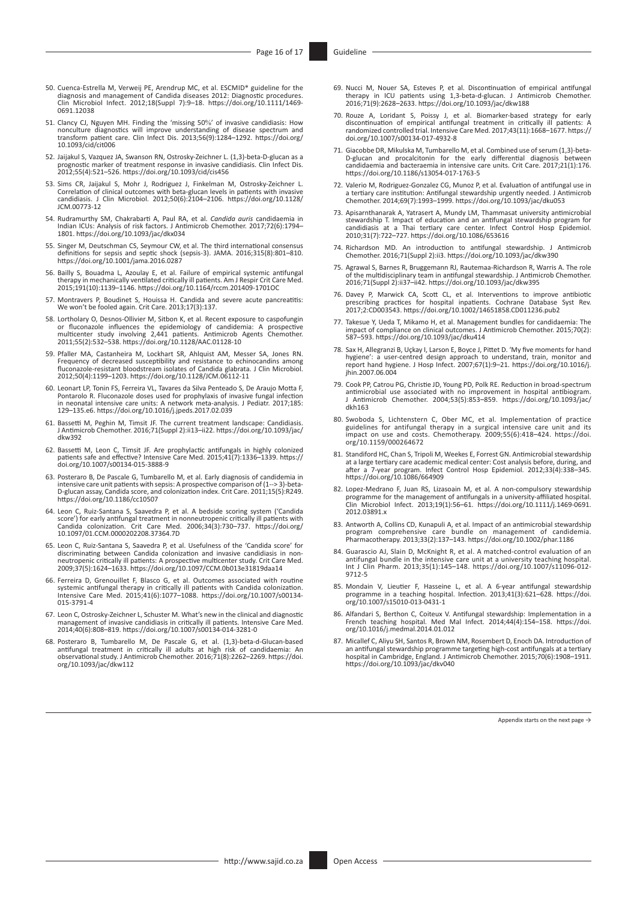50. Cuenca-Estrella M, Verweij PE, Arendrup MC, et al. ESCMID* guideline for the diagnosis and management of Candida diseases 2012: Diagnostic procedures. Clin Microbiol Infect. 2012;18(Suppl 7):9–18. https://doi.org/10.1111/1469-0691.12038

51. Clancy CJ, Nguyen MH. Finding the 'missing 50%' of invasive candidiasis: How nonculture diagnostics will improve understanding of disease spectrum and transform patient care. Clin Infect Dis. 2013;56(9):1284–1292. https://doi.org/10.1093/cid/cit006

52. Jaijakul S, Vazquez JA, Swanson RN, Ostrosky-Zeichner L. (1,3)-beta-D-glucan as a prognostic marker of treatment response in invasive candidiasis. Clin Infect Dis. 2012;55(4):521–526. https://doi.org/10.1093/cid/cis456

53. Sims CR, Jaijakul S, Mohr J, Rodriguez J, Finkelman M, Ostrosky-Zeichner L. Correlation of clinical outcomes with beta-glucan levels in patients with invasive candidiasis. J Clin Microbiol. 2012;50(6):2104–2106. https://doi.org/10.1128/JCM.00773-12

54. Rudramurthy SM, Chakrabarti A, Paul RA, et al. *Candida auris* candidaemia in Indian ICUs: Analysis of risk factors. J Antimicrob Chemother. 2017;72(6):1794–1801. https://doi.org/10.1093/jac/dkx034

55. Singer M, Deutschman CS, Seymour CW, et al. The third international consensus definitions for sepsis and septic shock (sepsis-3). JAMA. 2016;315(8):801–810. https://doi.org/10.1001/jama.2016.0287

56. Bailly S, Bouadma L, Azoulay E, et al. Failure of empirical systemic antifungal therapy in mechanically ventilated critically ill patients. Am J Respir Crit Care Med. 2015;191(10):1139–1146. https://doi.org/10.1164/rccm.201409-1701OC

57. Montravers P, Boudinet S, Houissa H. Candida and severe acute pancreatitis: We won't be fooled again. Crit Care. 2013;17(3):137.

58. Lortholary O, Desnos-Ollivier M, Sitbon K, et al. Recent exposure to caspofungin or fluconazole influences the epidemiology of candidemia: A prospective multicenter study involving 2,441 patients. Antimicrob Agents Chemother. 2011;55(2):532–538. https://doi.org/10.1128/AAC.01128-10

59. Pfaller MA, Castanheira M, Lockhart SR, Ahlquist AM, Messer SA, Jones RN. Frequency of decreased susceptibility and resistance to echinocandins among fluconazole-resistant bloodstream isolates of Candida glabrata. J Clin Microbiol. 2012;50(4):1199–1203. https://doi.org/10.1128/JCM.06112-11

60. Leonart LP, Tonin FS, Ferreira VL, Tavares da Silva Penteado S, De Araujo Motta F, Pontarolo R. Fluconazole doses used for prophylaxis of invasive fungal infection in neonatal intensive care units: A network meta-analysis. J Pediatr. 2017;185:129–135.e6. https://doi.org/10.1016/j.jpeds.2017.02.039

61. Bassetti M, Peghin M, Timsit JF. The current treatment landscape: Candidiasis. J Antimicrob Chemother. 2016;71(Suppl 2):ii13–ii22. https://doi.org/10.1093/jac/dkw392

62. Bassetti M, Leon C, Timsit JF. Are prophylactic antifungals in highly colonized patients safe and effective? Intensive Care Med. 2015;41(7):1336–1339. https://doi.org/10.1007/s00134-015-3888-9

63. Posteraro B, De Pascale G, Tumbarello M, et al. Early diagnosis of candidemia in intensive care unit patients with sepsis: A prospective comparison of (1--> 3)-beta-D-glucan assay, Candida score, and colonization index. Crit Care. 2011;15(5):R249. https://doi.org/10.1186/cc10507

64. Leon C, Ruiz-Santana S, Saavedra P, et al. A bedside scoring system ('Candida score') for early antifungal treatment in nonneutropenic critically ill patients with Candida colonization. Crit Care Med. 2006;34(3):730–737. https://doi.org/10.1097/01.CCM.0000202208.37364.7D

65. Leon C, Ruiz-Santana S, Saavedra P, et al. Usefulness of the 'Candida score' for discriminating between Candida colonization and invasive candidiasis in non-neutropenic critically ill patients: A prospective multicenter study. Crit Care Med. 2009;37(5):1624–1633. https://doi.org/10.1097/CCM.0b013e31819daa14

66. Ferreira D, Grenouillet F, Blasco G, et al. Outcomes associated with routine systemic antifungal therapy in critically ill patients with Candida colonization. Intensive Care Med. 2015;41(6):1077–1088. https://doi.org/10.1007/s00134-015-3791-4

67. Leon C, Ostrosky-Zeichner L, Schuster M. What's new in the clinical and diagnostic management of invasive candidiasis in critically ill patients. Intensive Care Med. 2014;40(6):808–819. https://doi.org/10.1007/s00134-014-3281-0

68. Posteraro B, Tumbarello M, De Pascale G, et al. (1,3)-beta-d-Glucan-based antifungal treatment in critically ill adults at high risk of candidaemia: An observational study. J Antimicrob Chemother. 2016;71(8):2262–2269. https://doi.org/10.1093/jac/dkw112

69. Nucci M, Nouer SA, Esteves P, et al. Discontinuation of empirical antifungal therapy in ICU patients using 1,3-beta-d-glucan. J Antimicrob Chemother. 2016;71(9):2628–2633. https://doi.org/10.1093/jac/dkw188

70. Rouze A, Loridant S, Poissy J, et al. Biomarker-based strategy for early discontinuation of empirical antifungal treatment in critically ill patients: A randomized controlled trial. Intensive Care Med. 2017;43(11):1668–1677. https://doi.org/10.1007/s00134-017-4932-8

71. Giacobbe DR, Mikulska M, Tumbarello M, et al. Combined use of serum (1,3)-beta-D-glucan and procalcitonin for the early differential diagnosis between candidaemia and bacteraemia in intensive care units. Crit Care. 2017;21(1):176. https://doi.org/10.1186/s13054-017-1763-5

72. Valerio M, Rodriguez-Gonzalez CG, Munoz P, et al. Evaluation of antifungal use in a tertiary care institution: Antifungal stewardship urgently needed. J Antimicrob Chemother. 2014;69(7):1993–1999. https://doi.org/10.1093/jac/dku053

73. Apisarnthanarak A, Yatrasert A, Mundy LM, Thammasat university antimicrobial stewardship T. Impact of education and an antifungal stewardship program for candidiasis at a Thai tertiary care center. Infect Control Hosp Epidemiol. 2010;31(7):722–727. https://doi.org/10.1086/653616

74. Richardson MD. An introduction to antifungal stewardship. J Antimicrob Chemother. 2016;71(Suppl 2):ii3. https://doi.org/10.1093/jac/dkw390

75. Agrawal S, Barnes R, Bruggemann RJ, Rautemaa-Richardson R, Warris A. The role of the multidisciplinary team in antifungal stewardship. J Antimicrob Chemother. 2016;71(Suppl 2):ii37–ii42. https://doi.org/10.1093/jac/dkw395

76. Davey P, Marwick CA, Scott CL, et al. Interventions to improve antibiotic prescribing practices for hospital inpatients. Cochrane Database Syst Rev. 2017;2:CD003543. https://doi.org/10.1002/14651858.CD011236.pub2

77. Takesue Y, Ueda T, Mikamo H, et al. Management bundles for candidaemia: The impact of compliance on clinical outcomes. J Antimicrob Chemother. 2015;70(2):587–593. https://doi.org/10.1093/jac/dku414

78. Sax H, Allegranzi B, Uçkay I, Larson E, Boyce J, Pittet D. 'My five moments for hand hygiene': a user-centred design approach to understand, train, monitor and report hand hygiene. J Hosp Infect. 2007;67(1):9–21. https://doi.org/10.1016/j.jhin.2007.06.004

79. Cook PP, Catrou PG, Christie JD, Young PD, Polk RE. Reduction in broad-spectrum antimicrobial use associated with no improvement in hospital antibiogram. J Antimicrob Chemother. 2004;53(5):853–859. https://doi.org/10.1093/jac/dkh163

80. Swoboda S, Lichtenstern C, Ober MC, et al. Implementation of practice guidelines for antifungal therapy in a surgical intensive care unit and its impact on use and costs. Chemotherapy. 2009;55(6):418–424. https://doi.org/10.1159/000264672

81. Standiford HC, Chan S, Tripoli M, Weekes E, Forrest GN. Antimicrobial stewardship at a large tertiary care academic medical center: Cost analysis before, during, and after a 7-year program. Infect Control Hosp Epidemiol. 2012;33(4):338–345. https://doi.org/10.1086/664909

82. Lopez-Medrano F, Juan RS, Lizasoain M, et al. A non-compulsory stewardship programme for the management of antifungals in a university-affiliated hospital. Clin Microbiol Infect. 2013;19(1):56–61. https://doi.org/10.1111/j.1469-0691.2012.03891.x

83. Antworth A, Collins CD, Kunapuli A, et al. Impact of an antimicrobial stewardship program comprehensive care bundle on management of candidemia. Pharmacotherapy. 2013;33(2):137–143. https://doi.org/10.1002/phar.1186

84. Guarascio AJ, Slain D, McKnight R, et al. A matched-control evaluation of an antifungal bundle in the intensive care unit at a university teaching hospital. Int J Clin Pharm. 2013;35(1):145–148. https://doi.org/10.1007/s11096-012-9712-5

85. Mondain V, Lieutier F, Hasseine L, et al. A 6-year antifungal stewardship programme in a teaching hospital. Infection. 2013;41(3):621–628. https://doi.org/10.1007/s15010-013-0431-1

86. Alfandari S, Berthon C, Coiteux V. Antifungal stewardship: Implementation in a French teaching hospital. Med Mal Infect. 2014;44(4):154–158. https://doi.org/10.1016/j.medmal.2014.01.012

87. Micallef C, Aliyu SH, Santos R, Brown NM, Rosembert D, Enoch DA. Introduction of an antifungal stewardship programme targeting high-cost antifungals at a tertiary hospital in Cambridge, England. J Antimicrob Chemother. 2015;70(6):1908–1911. https://doi.org/10.1093/jac/dkv040

Appendix starts on the next page →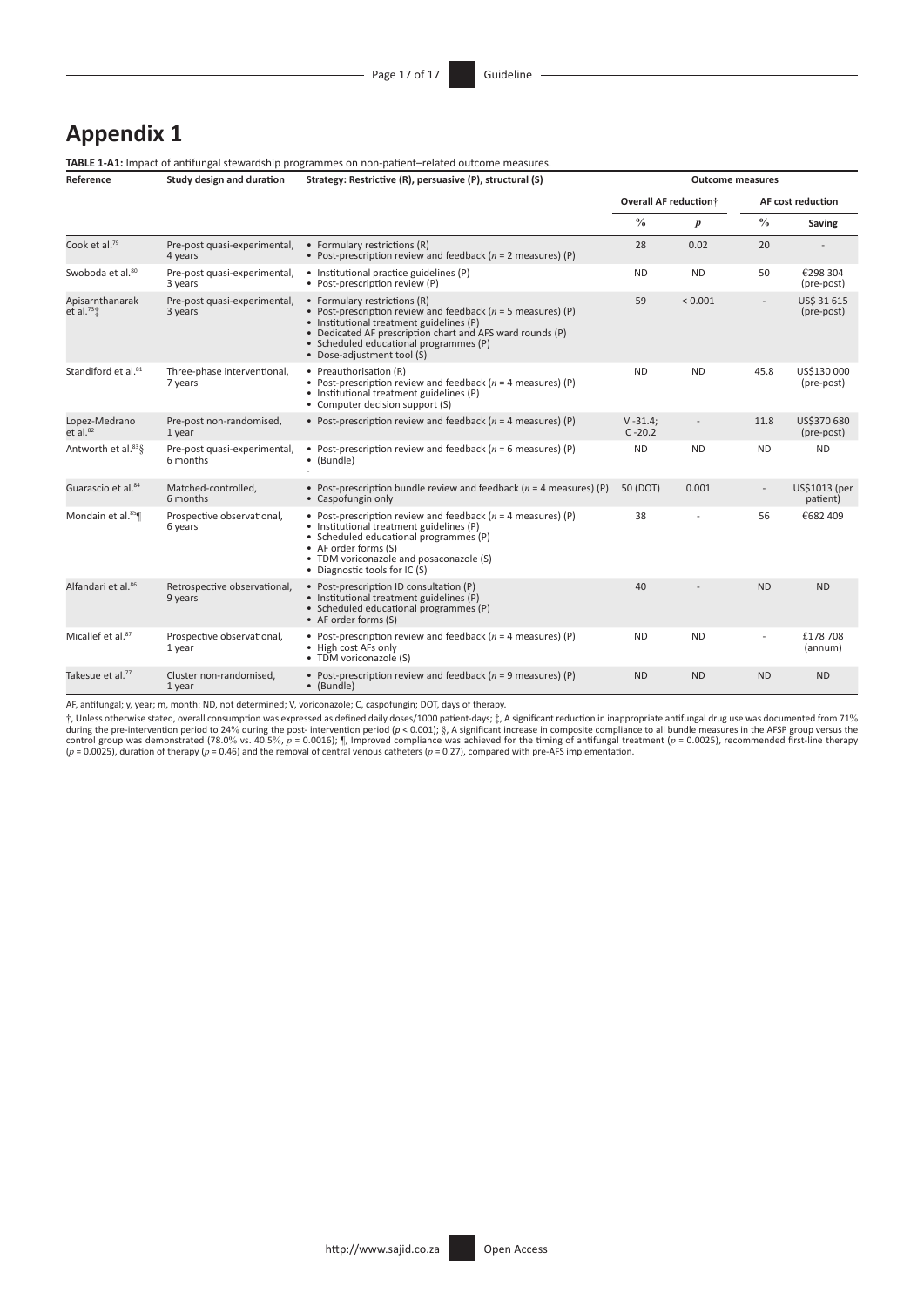# Appendix 1

**TABLE 1-A1:** Impact of antifungal stewardship programmes on non-patient–related outcome measures.

| Reference | Study design and duration | Strategy: Restrictive (R), persuasive (P), structural (S) | Outcome measures | | | |
|---|---|---|---|---|---|---|
| | | | Overall AF reduction† | | AF cost reduction | |
| | | | % | $p$ | % | Saving |
| Cook et al.[79] | Pre-post quasi-experimental, 4 years | • Formulary restrictions (R) • Post-prescription review and feedback ($n$ = 2 measures) (P) | 28 | 0.02 | 20 | - |
| Swoboda et al.[80] | Pre-post quasi-experimental, 3 years | • Institutional practice guidelines (P) • Post-prescription review (P) | ND | ND | 50 | €298 304 (pre-post) |
| Apisarnthanarak et al.[73]‡ | Pre-post quasi-experimental, 3 years | • Formulary restrictions (R) • Post-prescription review and feedback ($n$ = 5 measures) (P) • Institutional treatment guidelines (P) • Dedicated AF prescription chart and AFS ward rounds (P) • Scheduled educational programmes (P) • Dose-adjustment tool (S) | 59 | < 0.001 | - | US$ 31 615 (pre-post) |
| Standiford et al.[81] | Three-phase interventional, 7 years | • Preauthorisation (R) • Post-prescription review and feedback ($n$ = 4 measures) (P) • Institutional treatment guidelines (P) • Computer decision support (S) | ND | ND | 45.8 | US$130 000 (pre-post) |
| Lopez-Medrano et al.[82] | Pre-post non-randomised, 1 year | • Post-prescription review and feedback ($n$ = 4 measures) (P) | V -31.4; C -20.2 | - | 11.8 | US$370 680 (pre-post) |
| Antworth et al.[83]§ | Pre-post quasi-experimental, 6 months | • Post-prescription review and feedback ($n$ = 6 measures) (P) • (Bundle) - | ND | ND | ND | ND |
| Guarascio et al.[84] | Matched-controlled, 6 months | • Post-prescription bundle review and feedback ($n$ = 4 measures) (P) • Caspofungin only | 50 (DOT) | 0.001 | - | US$1013 (per patient) |
| Mondain et al.[85]¶ | Prospective observational, 6 years | • Post-prescription review and feedback ($n$ = 4 measures) (P) • Institutional treatment guidelines (P) • Scheduled educational programmes (P) • AF order forms (S) • TDM voriconazole and posaconazole (S) • Diagnostic tools for IC (S) | 38 | - | 56 | €682 409 |
| Alfandari et al.[86] | Retrospective observational, 9 years | • Post-prescription ID consultation (P) • Institutional treatment guidelines (P) • Scheduled educational programmes (P) • AF order forms (S) | 40 | - | ND | ND |
| Micallef et al.[87] | Prospective observational, 1 year | • Post-prescription review and feedback ($n$ = 4 measures) (P) • High cost AFs only • TDM voriconazole (S) | ND | ND | - | £178 708 (annum) |
| Takesue et al.[77] | Cluster non-randomised, 1 year | • Post-prescription review and feedback ($n$ = 9 measures) (P) • (Bundle) | ND | ND | ND | ND |

AF, antifungal; y, year; m, month: ND, not determined; V, voriconazole; C, caspofungin; DOT, days of therapy.

†, Unless otherwise stated, overall consumption was expressed as defined daily doses/1000 patient-days; ‡, A significant reduction in inappropriate antifungal drug use was documented from 71% during the pre-intervention period to 24% during the post- intervention period ($p$ < 0.001); §, A significant increase in composite compliance to all bundle measures in the AFSP group versus the control group was demonstrated (78.0% vs. 40.5%, $p$ = 0.0016); ¶, Improved compliance was achieved for the timing of antifungal treatment ($p$ = 0.0025), recommended first-line therapy ($p$ = 0.0025), duration of therapy ($p$ = 0.46) and the removal of central venous catheters ($p$ = 0.27), compared with pre-AFS implementation.